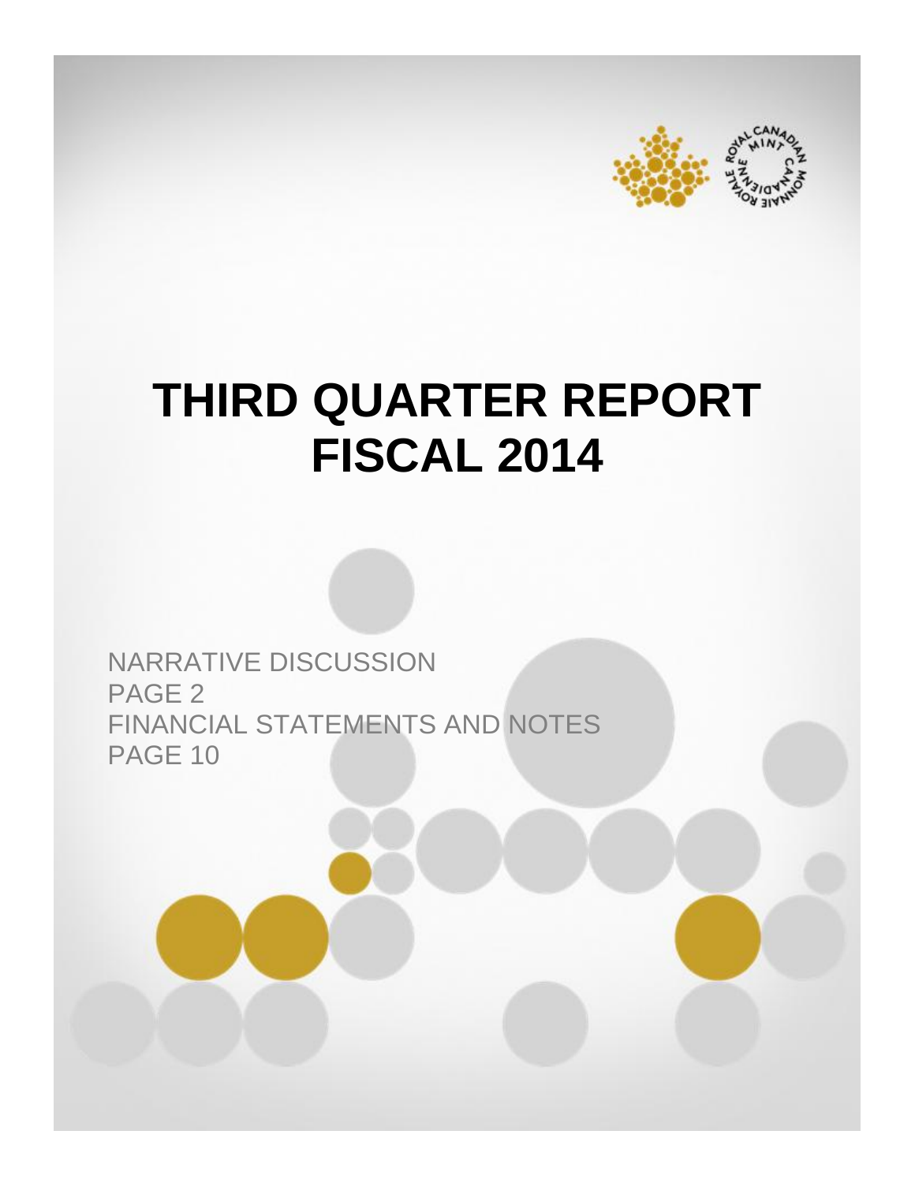# THIRD QUARTER REPORT FISCAL 2014

NARRATIVE DISCUSSION
PAGE 2
FINANCIAL STATEMENTS AND NOTES
PAGE 10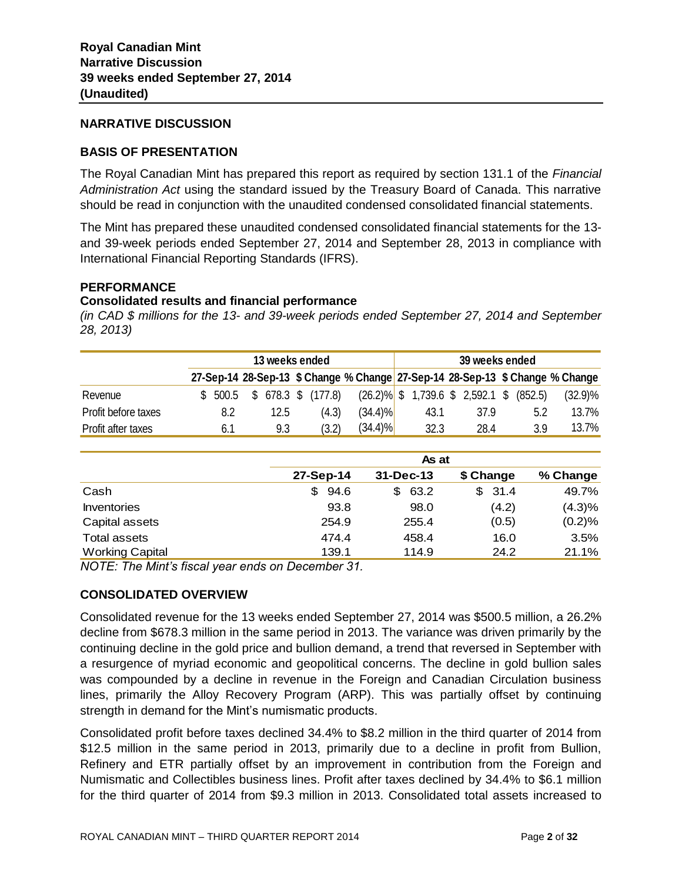**Royal Canadian Mint**
**Narrative Discussion**
**39 weeks ended September 27, 2014**
**(Unaudited)**

## NARRATIVE DISCUSSION

## BASIS OF PRESENTATION

The Royal Canadian Mint has prepared this report as required by section 131.1 of the *Financial Administration Act* using the standard issued by the Treasury Board of Canada. This narrative should be read in conjunction with the unaudited condensed consolidated financial statements.

The Mint has prepared these unaudited condensed consolidated financial statements for the 13- and 39-week periods ended September 27, 2014 and September 28, 2013 in compliance with International Financial Reporting Standards (IFRS).

## PERFORMANCE

### Consolidated results and financial performance

*(in CAD $ millions for the 13- and 39-week periods ended September 27, 2014 and September 28, 2013)*

| | 13 weeks ended | | | | 39 weeks ended | | | |
|---|---|---|---|---|---|---|---|---|
| | 27-Sep-14 | 28-Sep-13 | $ Change | % Change | 27-Sep-14 | 28-Sep-13 | $ Change | % Change |
| Revenue | $ 500.5 | $ 678.3 | $ (177.8) | (26.2)% | $ 1,739.6 | $ 2,592.1 | $ (852.5) | (32.9)% |
| Profit before taxes | 8.2 | 12.5 | (4.3) | (34.4)% | 43.1 | 37.9 | 5.2 | 13.7% |
| Profit after taxes | 6.1 | 9.3 | (3.2) | (34.4)% | 32.3 | 28.4 | 3.9 | 13.7% |

| | As at | | | |
|---|---|---|---|---|
| | 27-Sep-14 | 31-Dec-13 | $ Change | % Change |
| Cash | $ 94.6 | $ 63.2 | $ 31.4 | 49.7% |
| Inventories | 93.8 | 98.0 | (4.2) | (4.3)% |
| Capital assets | 254.9 | 255.4 | (0.5) | (0.2)% |
| Total assets | 474.4 | 458.4 | 16.0 | 3.5% |
| Working Capital | 139.1 | 114.9 | 24.2 | 21.1% |

*NOTE: The Mint's fiscal year ends on December 31.*

## CONSOLIDATED OVERVIEW

Consolidated revenue for the 13 weeks ended September 27, 2014 was $500.5 million, a 26.2% decline from $678.3 million in the same period in 2013. The variance was driven primarily by the continuing decline in the gold price and bullion demand, a trend that reversed in September with a resurgence of myriad economic and geopolitical concerns. The decline in gold bullion sales was compounded by a decline in revenue in the Foreign and Canadian Circulation business lines, primarily the Alloy Recovery Program (ARP). This was partially offset by continuing strength in demand for the Mint's numismatic products.

Consolidated profit before taxes declined 34.4% to $8.2 million in the third quarter of 2014 from $12.5 million in the same period in 2013, primarily due to a decline in profit from Bullion, Refinery and ETR partially offset by an improvement in contribution from the Foreign and Numismatic and Collectibles business lines. Profit after taxes declined by 34.4% to $6.1 million for the third quarter of 2014 from $9.3 million in 2013. Consolidated total assets increased to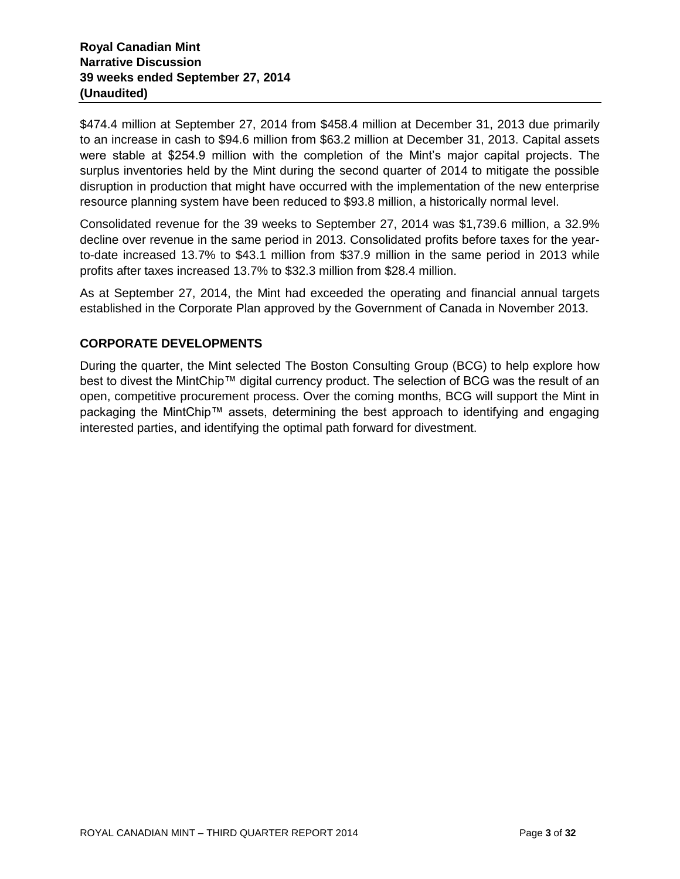$474.4 million at September 27, 2014 from $458.4 million at December 31, 2013 due primarily to an increase in cash to $94.6 million from $63.2 million at December 31, 2013. Capital assets were stable at $254.9 million with the completion of the Mint's major capital projects. The surplus inventories held by the Mint during the second quarter of 2014 to mitigate the possible disruption in production that might have occurred with the implementation of the new enterprise resource planning system have been reduced to $93.8 million, a historically normal level.

Consolidated revenue for the 39 weeks to September 27, 2014 was $1,739.6 million, a 32.9% decline over revenue in the same period in 2013. Consolidated profits before taxes for the year-to-date increased 13.7% to $43.1 million from $37.9 million in the same period in 2013 while profits after taxes increased 13.7% to $32.3 million from $28.4 million.

As at September 27, 2014, the Mint had exceeded the operating and financial annual targets established in the Corporate Plan approved by the Government of Canada in November 2013.

## CORPORATE DEVELOPMENTS

During the quarter, the Mint selected The Boston Consulting Group (BCG) to help explore how best to divest the MintChip™ digital currency product. The selection of BCG was the result of an open, competitive procurement process. Over the coming months, BCG will support the Mint in packaging the MintChip™ assets, determining the best approach to identifying and engaging interested parties, and identifying the optimal path forward for divestment.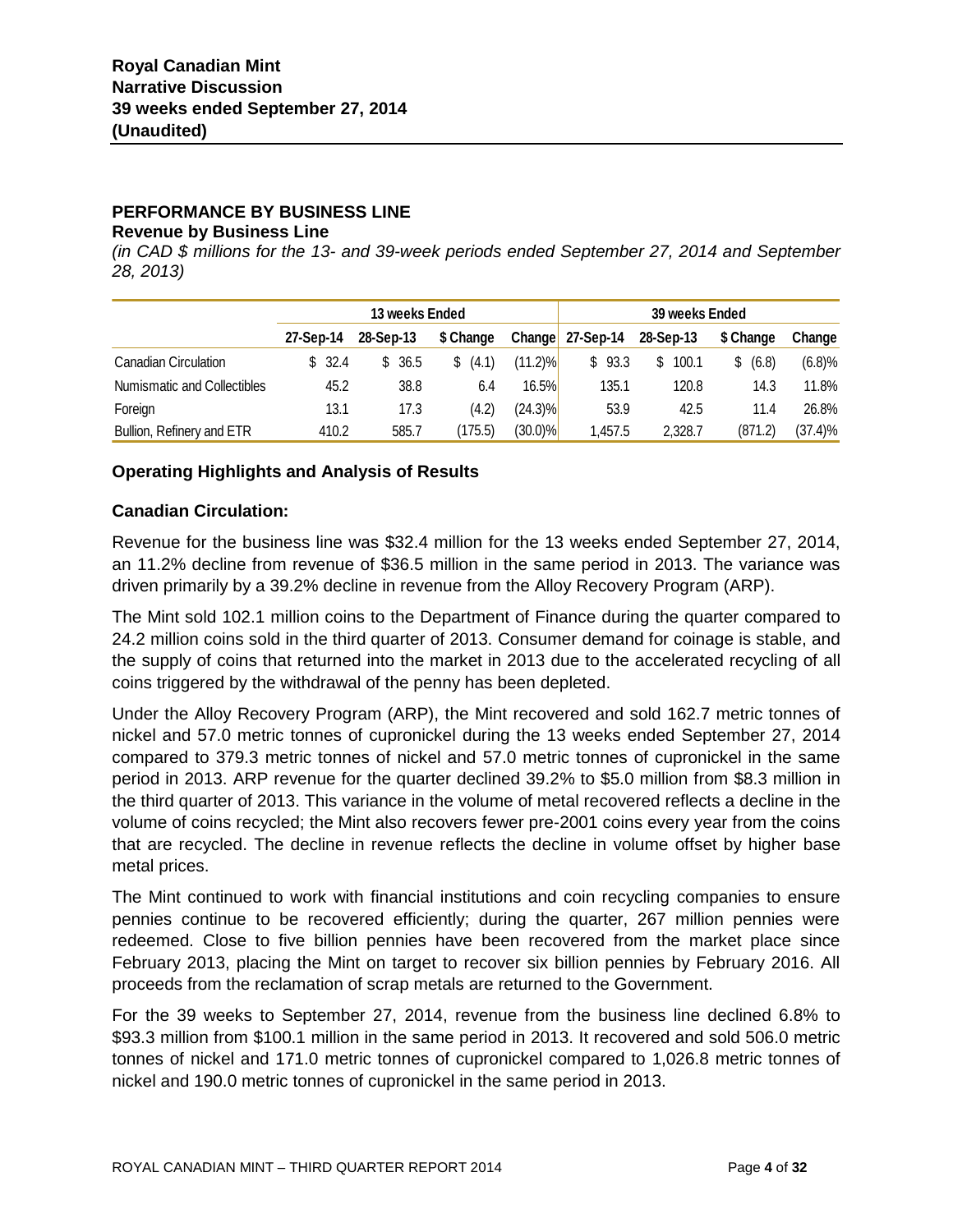**Royal Canadian Mint**
**Narrative Discussion**
**39 weeks ended September 27, 2014**
**(Unaudited)**

## PERFORMANCE BY BUSINESS LINE

### Revenue by Business Line

*(in CAD $ millions for the 13- and 39-week periods ended September 27, 2014 and September 28, 2013)*

| | 13 weeks Ended | | | | 39 weeks Ended | | | |
|---|---|---|---|---|---|---|---|---|
| | 27-Sep-14 | 28-Sep-13 | $ Change | Change | 27-Sep-14 | 28-Sep-13 | $ Change | Change |
| Canadian Circulation | $ 32.4 | $ 36.5 | $ (4.1) | (11.2)% | $ 93.3 | $ 100.1 | $ (6.8) | (6.8)% |
| Numismatic and Collectibles | 45.2 | 38.8 | 6.4 | 16.5% | 135.1 | 120.8 | 14.3 | 11.8% |
| Foreign | 13.1 | 17.3 | (4.2) | (24.3)% | 53.9 | 42.5 | 11.4 | 26.8% |
| Bullion, Refinery and ETR | 410.2 | 585.7 | (175.5) | (30.0)% | 1,457.5 | 2,328.7 | (871.2) | (37.4)% |

### Operating Highlights and Analysis of Results

### Canadian Circulation:

Revenue for the business line was $32.4 million for the 13 weeks ended September 27, 2014, an 11.2% decline from revenue of $36.5 million in the same period in 2013. The variance was driven primarily by a 39.2% decline in revenue from the Alloy Recovery Program (ARP).

The Mint sold 102.1 million coins to the Department of Finance during the quarter compared to 24.2 million coins sold in the third quarter of 2013. Consumer demand for coinage is stable, and the supply of coins that returned into the market in 2013 due to the accelerated recycling of all coins triggered by the withdrawal of the penny has been depleted.

Under the Alloy Recovery Program (ARP), the Mint recovered and sold 162.7 metric tonnes of nickel and 57.0 metric tonnes of cupronickel during the 13 weeks ended September 27, 2014 compared to 379.3 metric tonnes of nickel and 57.0 metric tonnes of cupronickel in the same period in 2013. ARP revenue for the quarter declined 39.2% to $5.0 million from $8.3 million in the third quarter of 2013. This variance in the volume of metal recovered reflects a decline in the volume of coins recycled; the Mint also recovers fewer pre-2001 coins every year from the coins that are recycled. The decline in revenue reflects the decline in volume offset by higher base metal prices.

The Mint continued to work with financial institutions and coin recycling companies to ensure pennies continue to be recovered efficiently; during the quarter, 267 million pennies were redeemed. Close to five billion pennies have been recovered from the market place since February 2013, placing the Mint on target to recover six billion pennies by February 2016. All proceeds from the reclamation of scrap metals are returned to the Government.

For the 39 weeks to September 27, 2014, revenue from the business line declined 6.8% to $93.3 million from $100.1 million in the same period in 2013. It recovered and sold 506.0 metric tonnes of nickel and 171.0 metric tonnes of cupronickel compared to 1,026.8 metric tonnes of nickel and 190.0 metric tonnes of cupronickel in the same period in 2013.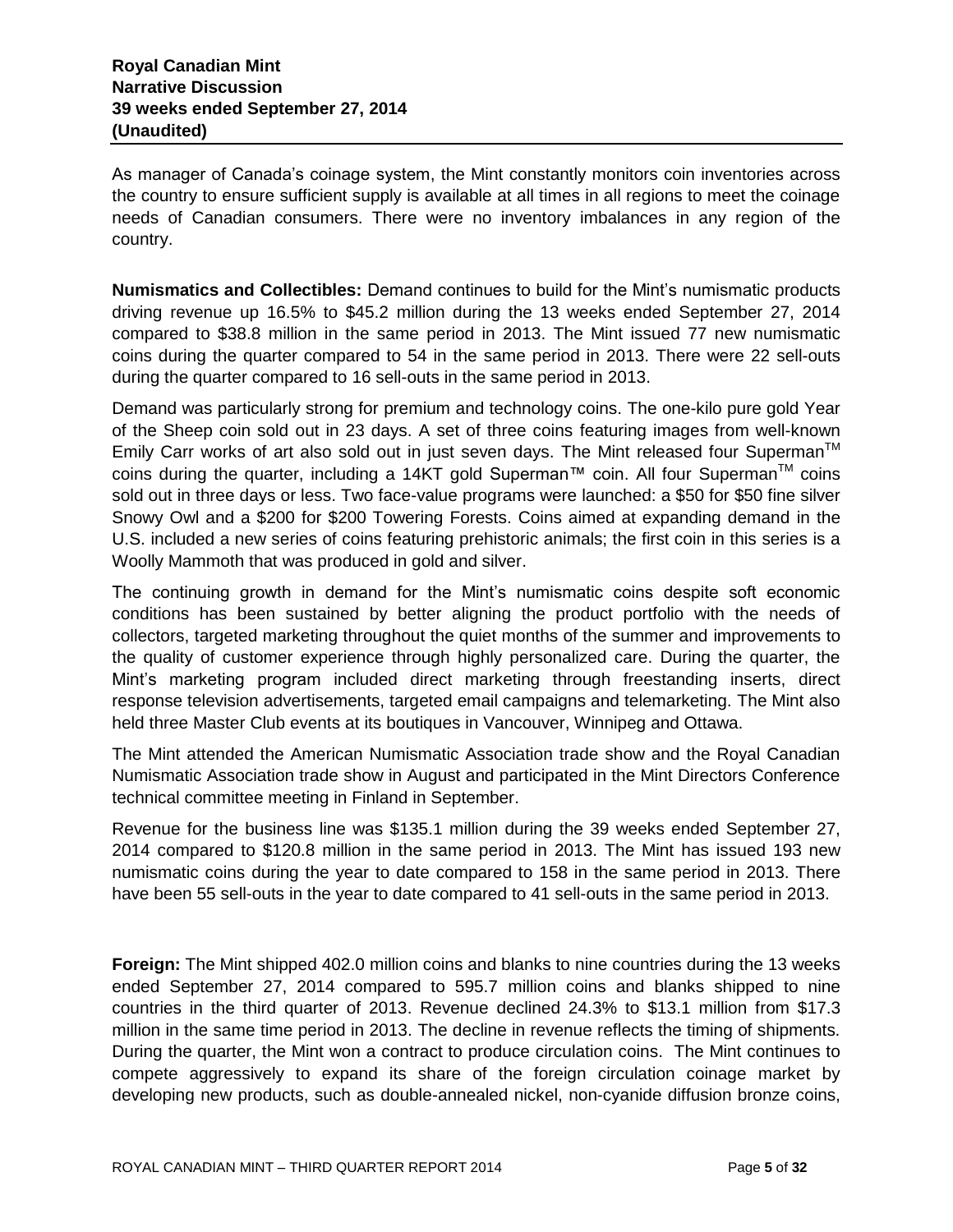As manager of Canada's coinage system, the Mint constantly monitors coin inventories across the country to ensure sufficient supply is available at all times in all regions to meet the coinage needs of Canadian consumers. There were no inventory imbalances in any region of the country.

**Numismatics and Collectibles:** Demand continues to build for the Mint's numismatic products driving revenue up 16.5% to \$45.2 million during the 13 weeks ended September 27, 2014 compared to \$38.8 million in the same period in 2013. The Mint issued 77 new numismatic coins during the quarter compared to 54 in the same period in 2013. There were 22 sell-outs during the quarter compared to 16 sell-outs in the same period in 2013.

Demand was particularly strong for premium and technology coins. The one-kilo pure gold Year of the Sheep coin sold out in 23 days. A set of three coins featuring images from well-known Emily Carr works of art also sold out in just seven days. The Mint released four Superman™ coins during the quarter, including a 14KT gold Superman™ coin. All four Superman™ coins sold out in three days or less. Two face-value programs were launched: a \$50 for \$50 fine silver Snowy Owl and a \$200 for \$200 Towering Forests. Coins aimed at expanding demand in the U.S. included a new series of coins featuring prehistoric animals; the first coin in this series is a Woolly Mammoth that was produced in gold and silver.

The continuing growth in demand for the Mint's numismatic coins despite soft economic conditions has been sustained by better aligning the product portfolio with the needs of collectors, targeted marketing throughout the quiet months of the summer and improvements to the quality of customer experience through highly personalized care. During the quarter, the Mint's marketing program included direct marketing through freestanding inserts, direct response television advertisements, targeted email campaigns and telemarketing. The Mint also held three Master Club events at its boutiques in Vancouver, Winnipeg and Ottawa.

The Mint attended the American Numismatic Association trade show and the Royal Canadian Numismatic Association trade show in August and participated in the Mint Directors Conference technical committee meeting in Finland in September.

Revenue for the business line was \$135.1 million during the 39 weeks ended September 27, 2014 compared to \$120.8 million in the same period in 2013. The Mint has issued 193 new numismatic coins during the year to date compared to 158 in the same period in 2013. There have been 55 sell-outs in the year to date compared to 41 sell-outs in the same period in 2013.

**Foreign:** The Mint shipped 402.0 million coins and blanks to nine countries during the 13 weeks ended September 27, 2014 compared to 595.7 million coins and blanks shipped to nine countries in the third quarter of 2013. Revenue declined 24.3% to \$13.1 million from \$17.3 million in the same time period in 2013. The decline in revenue reflects the timing of shipments. During the quarter, the Mint won a contract to produce circulation coins. The Mint continues to compete aggressively to expand its share of the foreign circulation coinage market by developing new products, such as double-annealed nickel, non-cyanide diffusion bronze coins,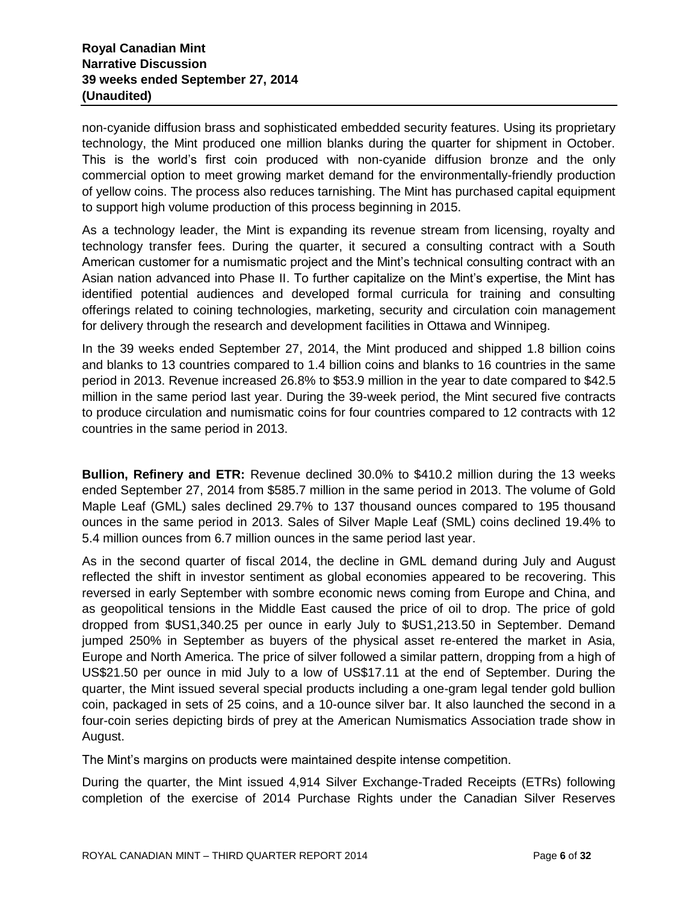non-cyanide diffusion brass and sophisticated embedded security features. Using its proprietary technology, the Mint produced one million blanks during the quarter for shipment in October. This is the world's first coin produced with non-cyanide diffusion bronze and the only commercial option to meet growing market demand for the environmentally-friendly production of yellow coins. The process also reduces tarnishing. The Mint has purchased capital equipment to support high volume production of this process beginning in 2015.

As a technology leader, the Mint is expanding its revenue stream from licensing, royalty and technology transfer fees. During the quarter, it secured a consulting contract with a South American customer for a numismatic project and the Mint's technical consulting contract with an Asian nation advanced into Phase II. To further capitalize on the Mint's expertise, the Mint has identified potential audiences and developed formal curricula for training and consulting offerings related to coining technologies, marketing, security and circulation coin management for delivery through the research and development facilities in Ottawa and Winnipeg.

In the 39 weeks ended September 27, 2014, the Mint produced and shipped 1.8 billion coins and blanks to 13 countries compared to 1.4 billion coins and blanks to 16 countries in the same period in 2013. Revenue increased 26.8% to $53.9 million in the year to date compared to $42.5 million in the same period last year. During the 39-week period, the Mint secured five contracts to produce circulation and numismatic coins for four countries compared to 12 contracts with 12 countries in the same period in 2013.

**Bullion, Refinery and ETR:** Revenue declined 30.0% to $410.2 million during the 13 weeks ended September 27, 2014 from $585.7 million in the same period in 2013. The volume of Gold Maple Leaf (GML) sales declined 29.7% to 137 thousand ounces compared to 195 thousand ounces in the same period in 2013. Sales of Silver Maple Leaf (SML) coins declined 19.4% to 5.4 million ounces from 6.7 million ounces in the same period last year.

As in the second quarter of fiscal 2014, the decline in GML demand during July and August reflected the shift in investor sentiment as global economies appeared to be recovering. This reversed in early September with sombre economic news coming from Europe and China, and as geopolitical tensions in the Middle East caused the price of oil to drop. The price of gold dropped from $US1,340.25 per ounce in early July to $US1,213.50 in September. Demand jumped 250% in September as buyers of the physical asset re-entered the market in Asia, Europe and North America. The price of silver followed a similar pattern, dropping from a high of US$21.50 per ounce in mid July to a low of US$17.11 at the end of September. During the quarter, the Mint issued several special products including a one-gram legal tender gold bullion coin, packaged in sets of 25 coins, and a 10-ounce silver bar. It also launched the second in a four-coin series depicting birds of prey at the American Numismatics Association trade show in August.

The Mint's margins on products were maintained despite intense competition.

During the quarter, the Mint issued 4,914 Silver Exchange-Traded Receipts (ETRs) following completion of the exercise of 2014 Purchase Rights under the Canadian Silver Reserves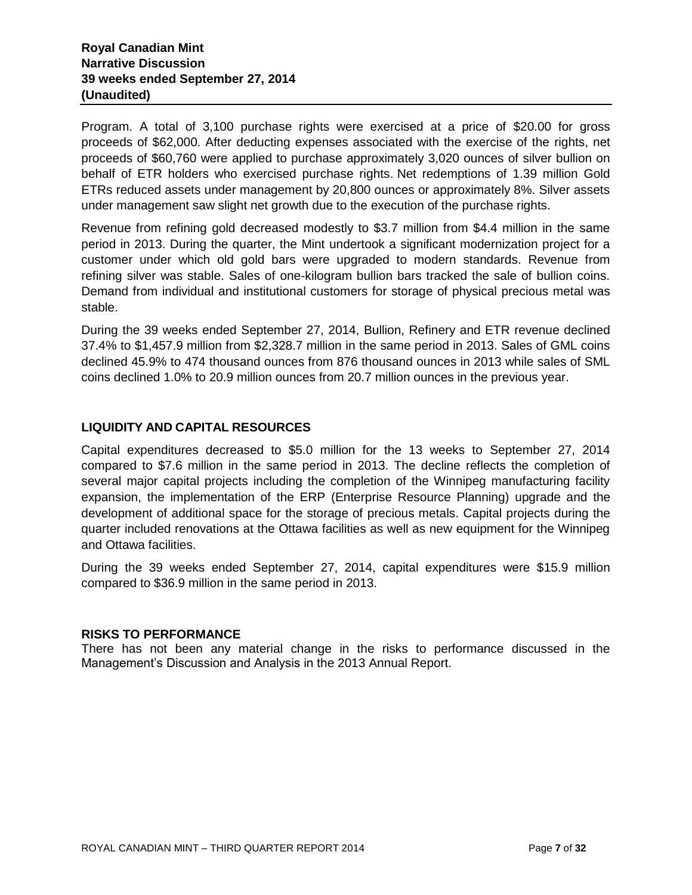Program. A total of 3,100 purchase rights were exercised at a price of $20.00 for gross proceeds of $62,000. After deducting expenses associated with the exercise of the rights, net proceeds of $60,760 were applied to purchase approximately 3,020 ounces of silver bullion on behalf of ETR holders who exercised purchase rights. Net redemptions of 1.39 million Gold ETRs reduced assets under management by 20,800 ounces or approximately 8%. Silver assets under management saw slight net growth due to the execution of the purchase rights.

Revenue from refining gold decreased modestly to $3.7 million from $4.4 million in the same period in 2013. During the quarter, the Mint undertook a significant modernization project for a customer under which old gold bars were upgraded to modern standards. Revenue from refining silver was stable. Sales of one-kilogram bullion bars tracked the sale of bullion coins. Demand from individual and institutional customers for storage of physical precious metal was stable.

During the 39 weeks ended September 27, 2014, Bullion, Refinery and ETR revenue declined 37.4% to $1,457.9 million from $2,328.7 million in the same period in 2013. Sales of GML coins declined 45.9% to 474 thousand ounces from 876 thousand ounces in 2013 while sales of SML coins declined 1.0% to 20.9 million ounces from 20.7 million ounces in the previous year.

## LIQUIDITY AND CAPITAL RESOURCES

Capital expenditures decreased to $5.0 million for the 13 weeks to September 27, 2014 compared to $7.6 million in the same period in 2013. The decline reflects the completion of several major capital projects including the completion of the Winnipeg manufacturing facility expansion, the implementation of the ERP (Enterprise Resource Planning) upgrade and the development of additional space for the storage of precious metals. Capital projects during the quarter included renovations at the Ottawa facilities as well as new equipment for the Winnipeg and Ottawa facilities.

During the 39 weeks ended September 27, 2014, capital expenditures were $15.9 million compared to $36.9 million in the same period in 2013.

## RISKS TO PERFORMANCE

There has not been any material change in the risks to performance discussed in the Management's Discussion and Analysis in the 2013 Annual Report.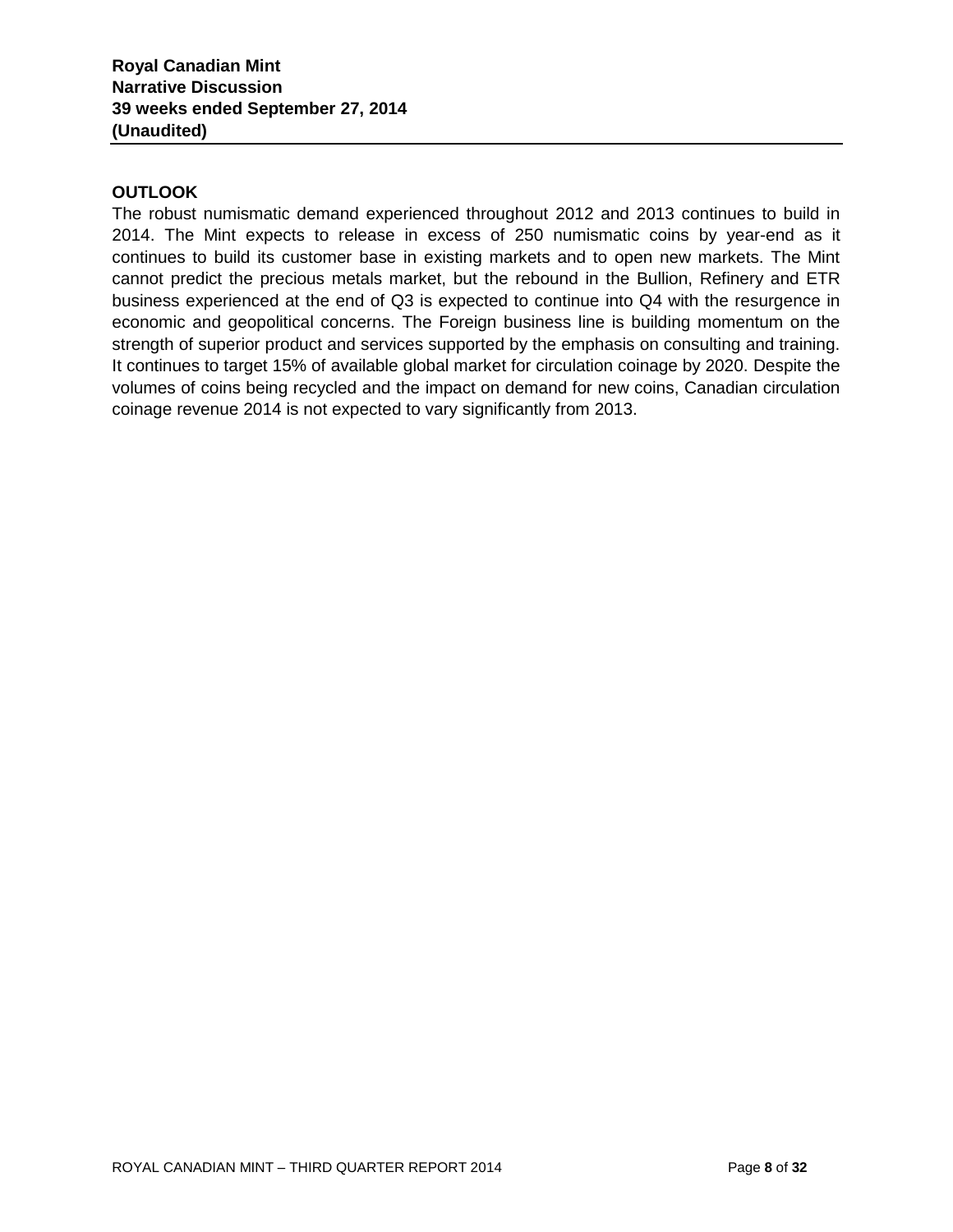## OUTLOOK

The robust numismatic demand experienced throughout 2012 and 2013 continues to build in 2014. The Mint expects to release in excess of 250 numismatic coins by year-end as it continues to build its customer base in existing markets and to open new markets. The Mint cannot predict the precious metals market, but the rebound in the Bullion, Refinery and ETR business experienced at the end of Q3 is expected to continue into Q4 with the resurgence in economic and geopolitical concerns. The Foreign business line is building momentum on the strength of superior product and services supported by the emphasis on consulting and training. It continues to target 15% of available global market for circulation coinage by 2020. Despite the volumes of coins being recycled and the impact on demand for new coins, Canadian circulation coinage revenue 2014 is not expected to vary significantly from 2013.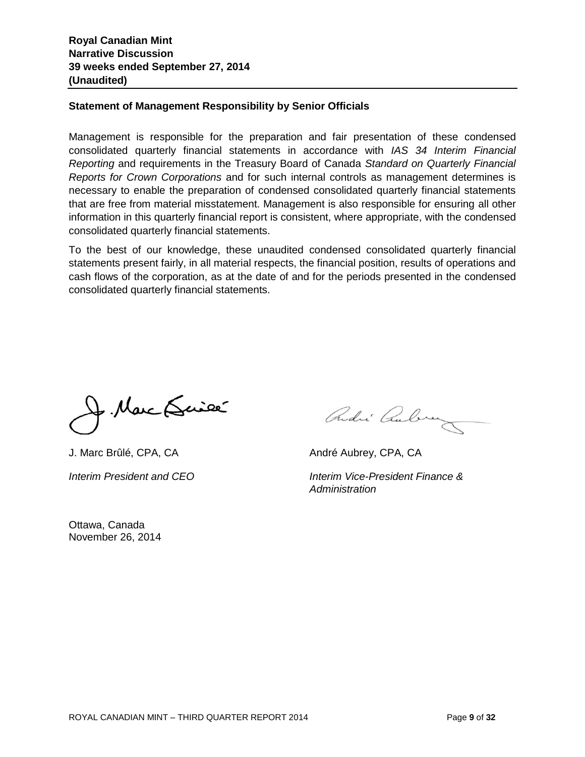**Royal Canadian Mint**
**Narrative Discussion**
**39 weeks ended September 27, 2014**
**(Unaudited)**

## Statement of Management Responsibility by Senior Officials

Management is responsible for the preparation and fair presentation of these condensed consolidated quarterly financial statements in accordance with *IAS 34 Interim Financial Reporting* and requirements in the Treasury Board of Canada *Standard on Quarterly Financial Reports for Crown Corporations* and for such internal controls as management determines is necessary to enable the preparation of condensed consolidated quarterly financial statements that are free from material misstatement. Management is also responsible for ensuring all other information in this quarterly financial report is consistent, where appropriate, with the condensed consolidated quarterly financial statements.

To the best of our knowledge, these unaudited condensed consolidated quarterly financial statements present fairly, in all material respects, the financial position, results of operations and cash flows of the corporation, as at the date of and for the periods presented in the condensed consolidated quarterly financial statements.

J. Marc Brûlé, CPA, CA
*Interim President and CEO*

André Aubrey, CPA, CA
*Interim Vice-President Finance & Administration*

Ottawa, Canada
November 26, 2014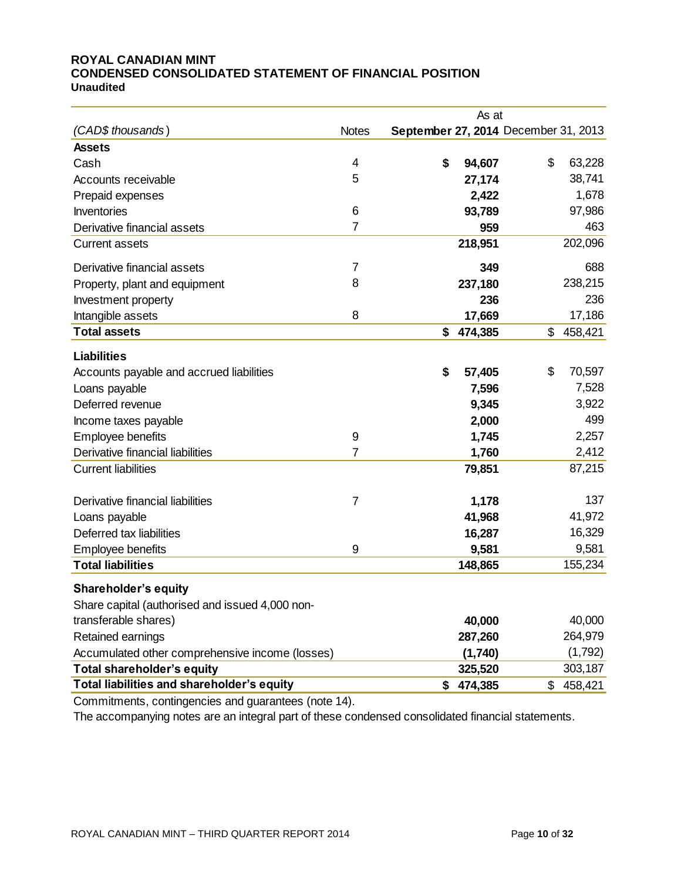# ROYAL CANADIAN MINT
## CONDENSED CONSOLIDATED STATEMENT OF FINANCIAL POSITION
**Unaudited**

| *(CAD$ thousands)* | Notes | As at September 27, 2014 | As at December 31, 2013 |
|---|---|---|---|
| **Assets** | | | |
| Cash | 4 | **$ 94,607** | $ 63,228 |
| Accounts receivable | 5 | **27,174** | 38,741 |
| Prepaid expenses | | **2,422** | 1,678 |
| Inventories | 6 | **93,789** | 97,986 |
| Derivative financial assets | 7 | **959** | 463 |
| Current assets | | **218,951** | 202,096 |
| Derivative financial assets | 7 | **349** | 688 |
| Property, plant and equipment | 8 | **237,180** | 238,215 |
| Investment property | | **236** | 236 |
| Intangible assets | 8 | **17,669** | 17,186 |
| **Total assets** | | **$ 474,385** | $ 458,421 |
| **Liabilities** | | | |
| Accounts payable and accrued liabilities | | **$ 57,405** | $ 70,597 |
| Loans payable | | **7,596** | 7,528 |
| Deferred revenue | | **9,345** | 3,922 |
| Income taxes payable | | **2,000** | 499 |
| Employee benefits | 9 | **1,745** | 2,257 |
| Derivative financial liabilities | 7 | **1,760** | 2,412 |
| Current liabilities | | **79,851** | 87,215 |
| Derivative financial liabilities | 7 | **1,178** | 137 |
| Loans payable | | **41,968** | 41,972 |
| Deferred tax liabilities | | **16,287** | 16,329 |
| Employee benefits | 9 | **9,581** | 9,581 |
| **Total liabilities** | | **148,865** | 155,234 |
| **Shareholder's equity** | | | |
| Share capital (authorised and issued 4,000 non-transferable shares) | | **40,000** | 40,000 |
| Retained earnings | | **287,260** | 264,979 |
| Accumulated other comprehensive income (losses) | | **(1,740)** | (1,792) |
| **Total shareholder's equity** | | **325,520** | 303,187 |
| **Total liabilities and shareholder's equity** | | **$ 474,385** | $ 458,421 |

Commitments, contingencies and guarantees (note 14).

The accompanying notes are an integral part of these condensed consolidated financial statements.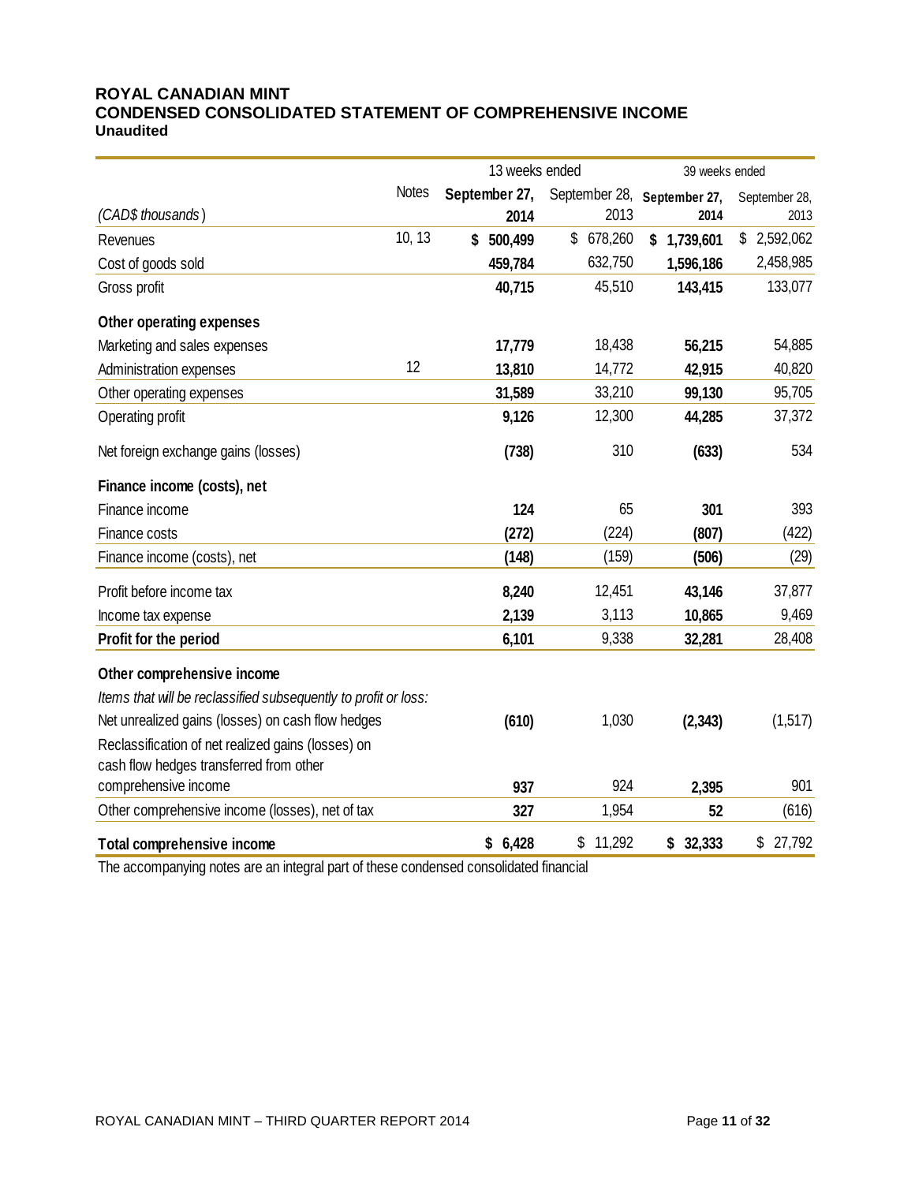# ROYAL CANADIAN MINT
## CONDENSED CONSOLIDATED STATEMENT OF COMPREHENSIVE INCOME
**Unaudited**

| | | 13 weeks ended | | 39 weeks ended | |
|---|---|---|---|---|---|
| *(CAD$ thousands)* | Notes | **September 27, 2014** | September 28, 2013 | **September 27, 2014** | September 28, 2013 |
| Revenues | 10, 13 | **$ 500,499** | $ 678,260 | **$ 1,739,601** | $ 2,592,062 |
| Cost of goods sold | | **459,784** | 632,750 | **1,596,186** | 2,458,985 |
| Gross profit | | **40,715** | 45,510 | **143,415** | 133,077 |
| **Other operating expenses** | | | | | |
| Marketing and sales expenses | | **17,779** | 18,438 | **56,215** | 54,885 |
| Administration expenses | 12 | **13,810** | 14,772 | **42,915** | 40,820 |
| Other operating expenses | | **31,589** | 33,210 | **99,130** | 95,705 |
| Operating profit | | **9,126** | 12,300 | **44,285** | 37,372 |
| Net foreign exchange gains (losses) | | **(738)** | 310 | **(633)** | 534 |
| **Finance income (costs), net** | | | | | |
| Finance income | | **124** | 65 | **301** | 393 |
| Finance costs | | **(272)** | (224) | **(807)** | (422) |
| Finance income (costs), net | | **(148)** | (159) | **(506)** | (29) |
| Profit before income tax | | **8,240** | 12,451 | **43,146** | 37,877 |
| Income tax expense | | **2,139** | 3,113 | **10,865** | 9,469 |
| **Profit for the period** | | **6,101** | 9,338 | **32,281** | 28,408 |
| **Other comprehensive income** | | | | | |
| *Items that will be reclassified subsequently to profit or loss:* | | | | | |
| Net unrealized gains (losses) on cash flow hedges | | **(610)** | 1,030 | **(2,343)** | (1,517) |
| Reclassification of net realized gains (losses) on cash flow hedges transferred from other comprehensive income | | **937** | 924 | **2,395** | 901 |
| Other comprehensive income (losses), net of tax | | **327** | 1,954 | **52** | (616) |
| **Total comprehensive income** | | **$ 6,428** | $ 11,292 | **$ 32,333** | $ 27,792 |

The accompanying notes are an integral part of these condensed consolidated financial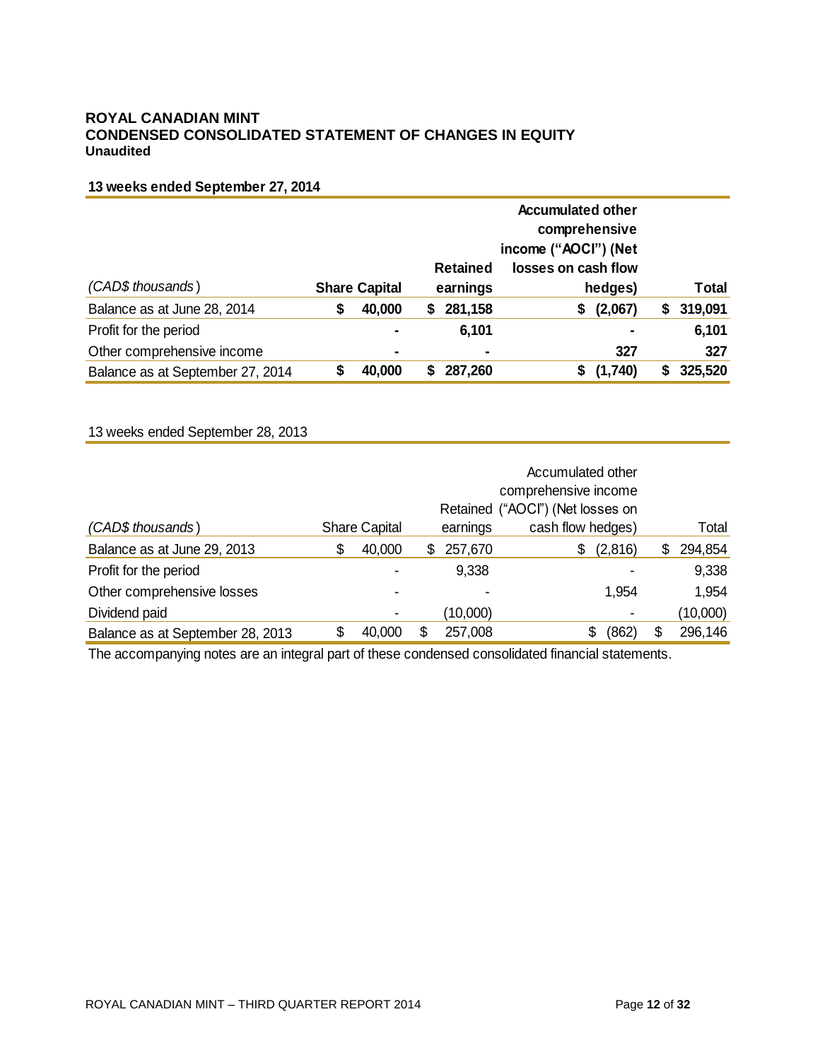# ROYAL CANADIAN MINT
## CONDENSED CONSOLIDATED STATEMENT OF CHANGES IN EQUITY
**Unaudited**

**13 weeks ended September 27, 2014**

| *(CAD$ thousands)* | **Share Capital** | **Retained earnings** | **Accumulated other comprehensive income ("AOCI") (Net losses on cash flow hedges)** | **Total** |
|---|---|---|---|---|
| Balance as at June 28, 2014 | **$ 40,000** | **$ 281,158** | **$ (2,067)** | **$ 319,091** |
| Profit for the period | **-** | **6,101** | **-** | **6,101** |
| Other comprehensive income | **-** | **-** | **327** | **327** |
| Balance as at September 27, 2014 | **$ 40,000** | **$ 287,260** | **$ (1,740)** | **$ 325,520** |

13 weeks ended September 28, 2013

| *(CAD$ thousands)* | Share Capital | Retained earnings | Accumulated other comprehensive income ("AOCI") (Net losses on cash flow hedges) | Total |
|---|---|---|---|---|
| Balance as at June 29, 2013 | $ 40,000 | $ 257,670 | $ (2,816) | $ 294,854 |
| Profit for the period | - | 9,338 | - | 9,338 |
| Other comprehensive losses | - | - | 1,954 | 1,954 |
| Dividend paid | - | (10,000) | - | (10,000) |
| Balance as at September 28, 2013 | $ 40,000 | $ 257,008 | $ (862) | $ 296,146 |

The accompanying notes are an integral part of these condensed consolidated financial statements.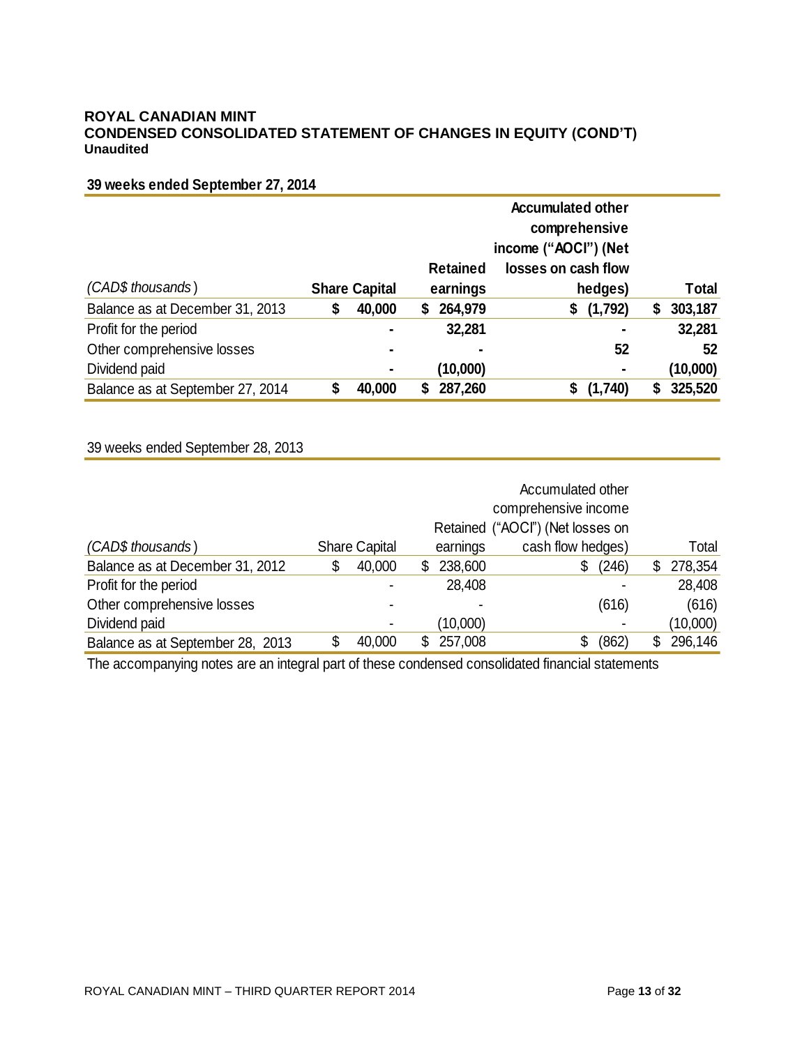**ROYAL CANADIAN MINT**
**CONDENSED CONSOLIDATED STATEMENT OF CHANGES IN EQUITY (COND'T)**
**Unaudited**

**39 weeks ended September 27, 2014**

| *(CAD$ thousands)* | **Share Capital** | **Retained earnings** | **Accumulated other comprehensive income ("AOCI") (Net losses on cash flow hedges)** | **Total** |
|---|---|---|---|---|
| Balance as at December 31, 2013 | **$ 40,000** | **$ 264,979** | **$ (1,792)** | **$ 303,187** |
| Profit for the period | **-** | **32,281** | **-** | **32,281** |
| Other comprehensive losses | **-** | **-** | **52** | **52** |
| Dividend paid | **-** | **(10,000)** | **-** | **(10,000)** |
| Balance as at September 27, 2014 | **$ 40,000** | **$ 287,260** | **$ (1,740)** | **$ 325,520** |

39 weeks ended September 28, 2013

| *(CAD$ thousands)* | Share Capital | Retained earnings | Accumulated other comprehensive income ("AOCI") (Net losses on cash flow hedges) | Total |
|---|---|---|---|---|
| Balance as at December 31, 2012 | $ 40,000 | $ 238,600 | $ (246) | $ 278,354 |
| Profit for the period | - | 28,408 | - | 28,408 |
| Other comprehensive losses | - | - | (616) | (616) |
| Dividend paid | - | (10,000) | - | (10,000) |
| Balance as at September 28, 2013 | $ 40,000 | $ 257,008 | $ (862) | $ 296,146 |

The accompanying notes are an integral part of these condensed consolidated financial statements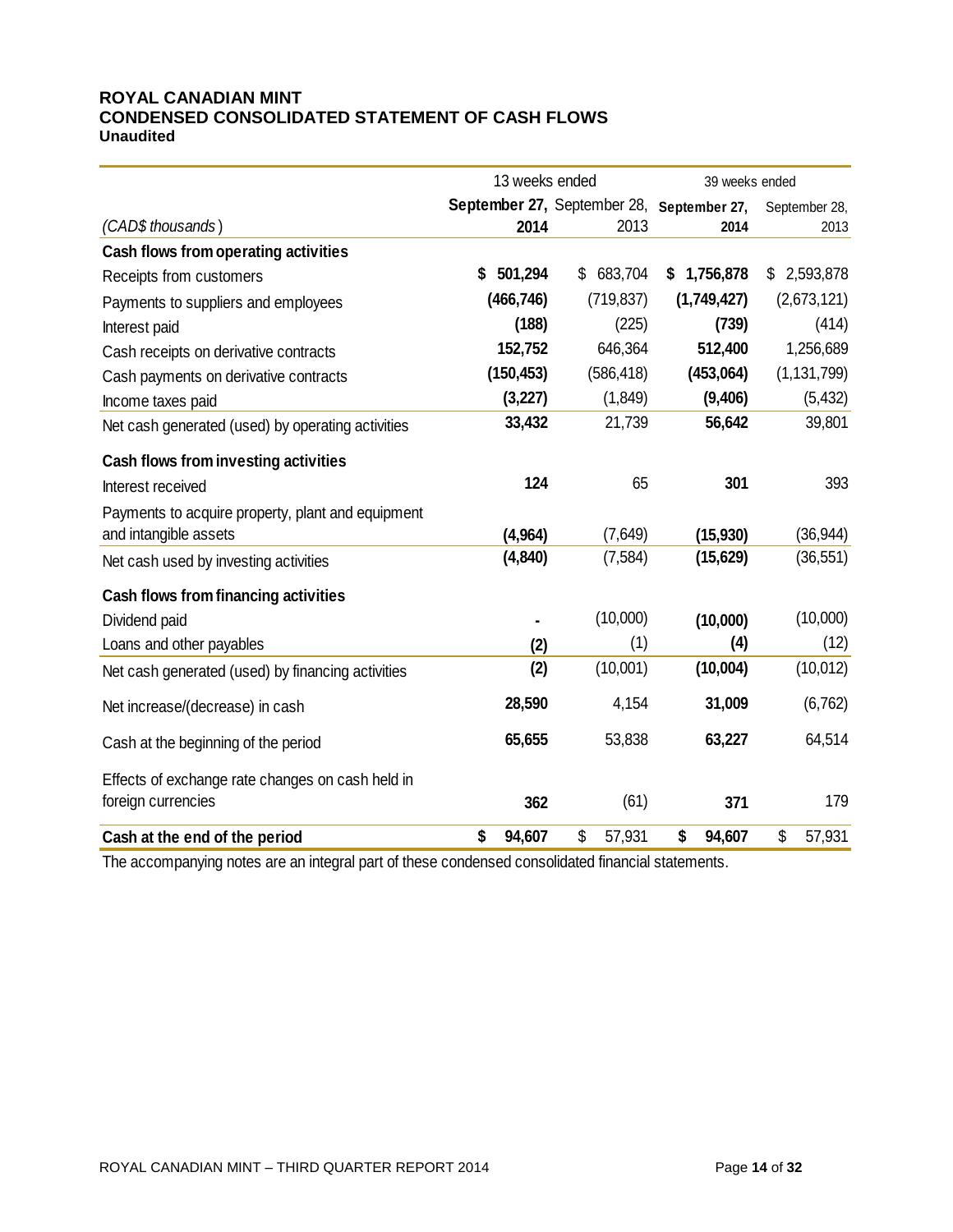**ROYAL CANADIAN MINT**
**CONDENSED CONSOLIDATED STATEMENT OF CASH FLOWS**
**Unaudited**

| | 13 weeks ended | | 39 weeks ended | |
|---|---|---|---|---|
| *(CAD$ thousands)* | **September 27, 2014** | September 28, 2013 | **September 27, 2014** | September 28, 2013 |
| **Cash flows from operating activities** | | | | |
| Receipts from customers | **$ 501,294** | $ 683,704 | **$ 1,756,878** | $ 2,593,878 |
| Payments to suppliers and employees | **(466,746)** | (719,837) | **(1,749,427)** | (2,673,121) |
| Interest paid | **(188)** | (225) | **(739)** | (414) |
| Cash receipts on derivative contracts | **152,752** | 646,364 | **512,400** | 1,256,689 |
| Cash payments on derivative contracts | **(150,453)** | (586,418) | **(453,064)** | (1,131,799) |
| Income taxes paid | **(3,227)** | (1,849) | **(9,406)** | (5,432) |
| Net cash generated (used) by operating activities | **33,432** | 21,739 | **56,642** | 39,801 |
| **Cash flows from investing activities** | | | | |
| Interest received | **124** | 65 | **301** | 393 |
| Payments to acquire property, plant and equipment and intangible assets | **(4,964)** | (7,649) | **(15,930)** | (36,944) |
| Net cash used by investing activities | **(4,840)** | (7,584) | **(15,629)** | (36,551) |
| **Cash flows from financing activities** | | | | |
| Dividend paid | **-** | (10,000) | **(10,000)** | (10,000) |
| Loans and other payables | **(2)** | (1) | **(4)** | (12) |
| Net cash generated (used) by financing activities | **(2)** | (10,001) | **(10,004)** | (10,012) |
| Net increase/(decrease) in cash | **28,590** | 4,154 | **31,009** | (6,762) |
| Cash at the beginning of the period | **65,655** | 53,838 | **63,227** | 64,514 |
| Effects of exchange rate changes on cash held in foreign currencies | **362** | (61) | **371** | 179 |
| **Cash at the end of the period** | **$ 94,607** | $ 57,931 | **$ 94,607** | $ 57,931 |

The accompanying notes are an integral part of these condensed consolidated financial statements.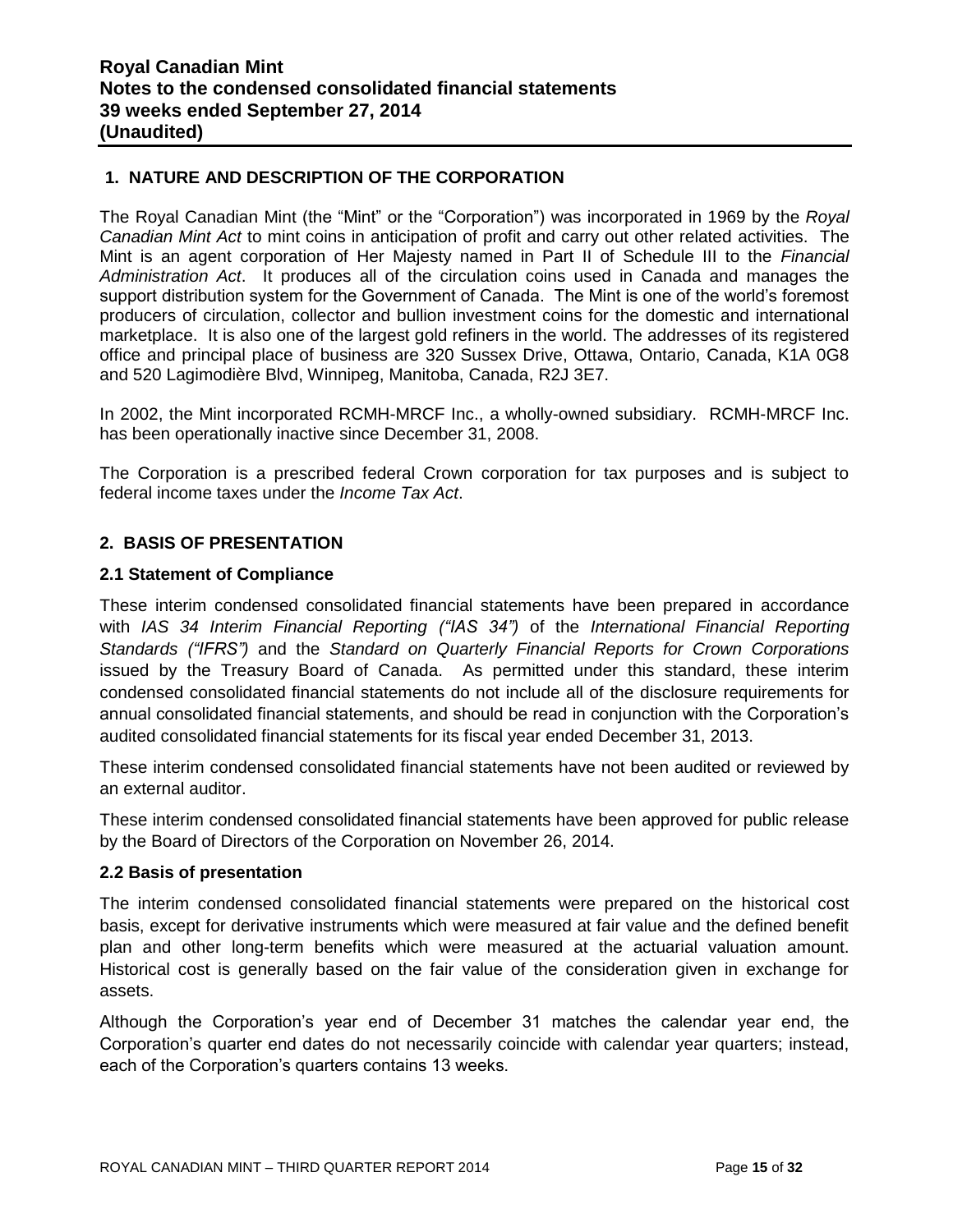## 1. NATURE AND DESCRIPTION OF THE CORPORATION

The Royal Canadian Mint (the "Mint" or the "Corporation") was incorporated in 1969 by the *Royal Canadian Mint Act* to mint coins in anticipation of profit and carry out other related activities. The Mint is an agent corporation of Her Majesty named in Part II of Schedule III to the *Financial Administration Act*. It produces all of the circulation coins used in Canada and manages the support distribution system for the Government of Canada. The Mint is one of the world's foremost producers of circulation, collector and bullion investment coins for the domestic and international marketplace. It is also one of the largest gold refiners in the world. The addresses of its registered office and principal place of business are 320 Sussex Drive, Ottawa, Ontario, Canada, K1A 0G8 and 520 Lagimodière Blvd, Winnipeg, Manitoba, Canada, R2J 3E7.

In 2002, the Mint incorporated RCMH-MRCF Inc., a wholly-owned subsidiary. RCMH-MRCF Inc. has been operationally inactive since December 31, 2008.

The Corporation is a prescribed federal Crown corporation for tax purposes and is subject to federal income taxes under the *Income Tax Act*.

## 2. BASIS OF PRESENTATION

### 2.1 Statement of Compliance

These interim condensed consolidated financial statements have been prepared in accordance with *IAS 34 Interim Financial Reporting ("IAS 34")* of the *International Financial Reporting Standards ("IFRS")* and the *Standard on Quarterly Financial Reports for Crown Corporations* issued by the Treasury Board of Canada. As permitted under this standard, these interim condensed consolidated financial statements do not include all of the disclosure requirements for annual consolidated financial statements, and should be read in conjunction with the Corporation's audited consolidated financial statements for its fiscal year ended December 31, 2013.

These interim condensed consolidated financial statements have not been audited or reviewed by an external auditor.

These interim condensed consolidated financial statements have been approved for public release by the Board of Directors of the Corporation on November 26, 2014.

### 2.2 Basis of presentation

The interim condensed consolidated financial statements were prepared on the historical cost basis, except for derivative instruments which were measured at fair value and the defined benefit plan and other long-term benefits which were measured at the actuarial valuation amount. Historical cost is generally based on the fair value of the consideration given in exchange for assets.

Although the Corporation's year end of December 31 matches the calendar year end, the Corporation's quarter end dates do not necessarily coincide with calendar year quarters; instead, each of the Corporation's quarters contains 13 weeks.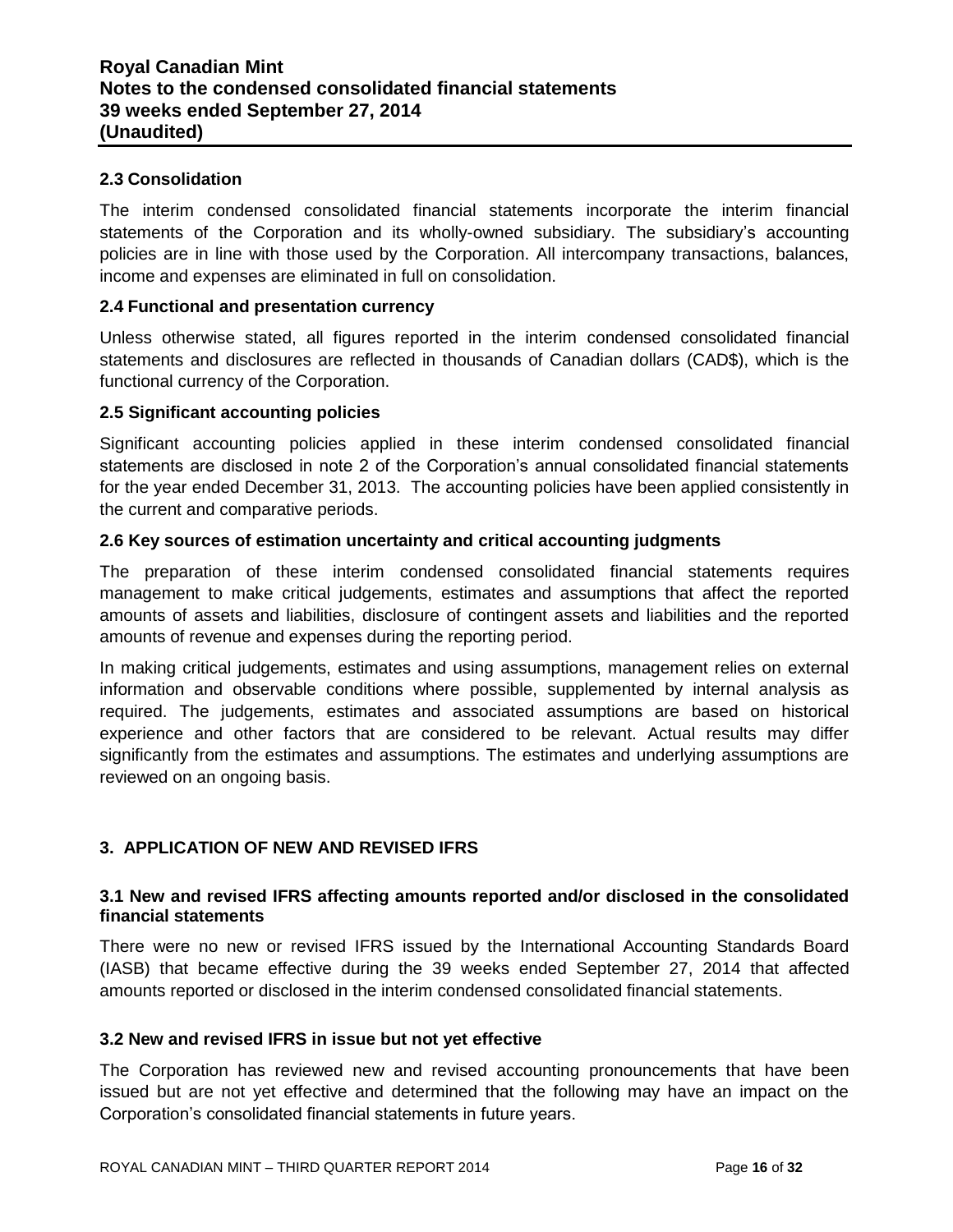### 2.3 Consolidation

The interim condensed consolidated financial statements incorporate the interim financial statements of the Corporation and its wholly-owned subsidiary. The subsidiary's accounting policies are in line with those used by the Corporation. All intercompany transactions, balances, income and expenses are eliminated in full on consolidation.

### 2.4 Functional and presentation currency

Unless otherwise stated, all figures reported in the interim condensed consolidated financial statements and disclosures are reflected in thousands of Canadian dollars (CAD$), which is the functional currency of the Corporation.

### 2.5 Significant accounting policies

Significant accounting policies applied in these interim condensed consolidated financial statements are disclosed in note 2 of the Corporation's annual consolidated financial statements for the year ended December 31, 2013. The accounting policies have been applied consistently in the current and comparative periods.

### 2.6 Key sources of estimation uncertainty and critical accounting judgments

The preparation of these interim condensed consolidated financial statements requires management to make critical judgements, estimates and assumptions that affect the reported amounts of assets and liabilities, disclosure of contingent assets and liabilities and the reported amounts of revenue and expenses during the reporting period.

In making critical judgements, estimates and using assumptions, management relies on external information and observable conditions where possible, supplemented by internal analysis as required. The judgements, estimates and associated assumptions are based on historical experience and other factors that are considered to be relevant. Actual results may differ significantly from the estimates and assumptions. The estimates and underlying assumptions are reviewed on an ongoing basis.

## 3. APPLICATION OF NEW AND REVISED IFRS

### 3.1 New and revised IFRS affecting amounts reported and/or disclosed in the consolidated financial statements

There were no new or revised IFRS issued by the International Accounting Standards Board (IASB) that became effective during the 39 weeks ended September 27, 2014 that affected amounts reported or disclosed in the interim condensed consolidated financial statements.

### 3.2 New and revised IFRS in issue but not yet effective

The Corporation has reviewed new and revised accounting pronouncements that have been issued but are not yet effective and determined that the following may have an impact on the Corporation's consolidated financial statements in future years.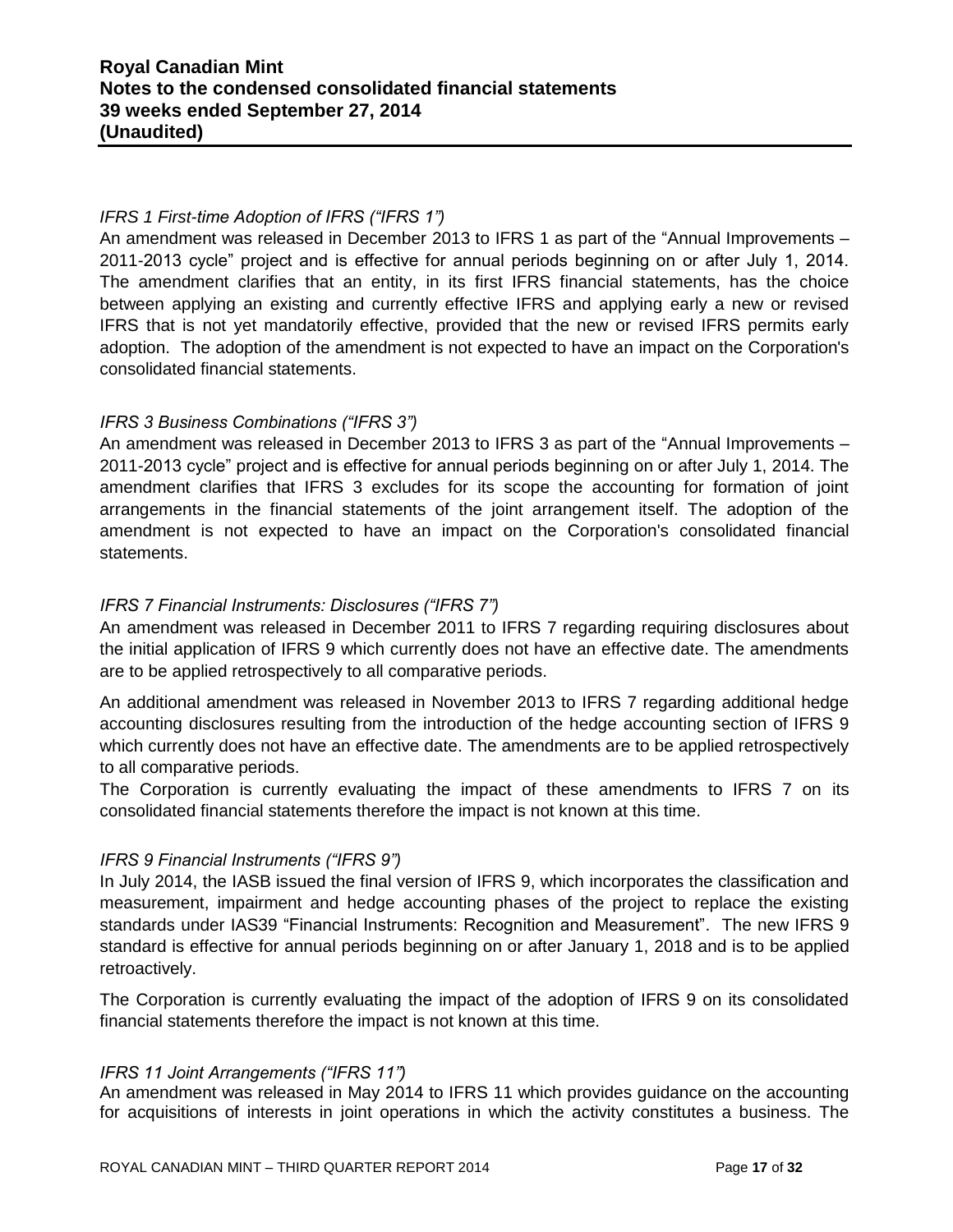*IFRS 1 First-time Adoption of IFRS ("IFRS 1")*

An amendment was released in December 2013 to IFRS 1 as part of the "Annual Improvements – 2011-2013 cycle" project and is effective for annual periods beginning on or after July 1, 2014. The amendment clarifies that an entity, in its first IFRS financial statements, has the choice between applying an existing and currently effective IFRS and applying early a new or revised IFRS that is not yet mandatorily effective, provided that the new or revised IFRS permits early adoption. The adoption of the amendment is not expected to have an impact on the Corporation's consolidated financial statements.

*IFRS 3 Business Combinations ("IFRS 3")*

An amendment was released in December 2013 to IFRS 3 as part of the "Annual Improvements – 2011-2013 cycle" project and is effective for annual periods beginning on or after July 1, 2014. The amendment clarifies that IFRS 3 excludes for its scope the accounting for formation of joint arrangements in the financial statements of the joint arrangement itself. The adoption of the amendment is not expected to have an impact on the Corporation's consolidated financial statements.

*IFRS 7 Financial Instruments: Disclosures ("IFRS 7")*

An amendment was released in December 2011 to IFRS 7 regarding requiring disclosures about the initial application of IFRS 9 which currently does not have an effective date. The amendments are to be applied retrospectively to all comparative periods.

An additional amendment was released in November 2013 to IFRS 7 regarding additional hedge accounting disclosures resulting from the introduction of the hedge accounting section of IFRS 9 which currently does not have an effective date. The amendments are to be applied retrospectively to all comparative periods.

The Corporation is currently evaluating the impact of these amendments to IFRS 7 on its consolidated financial statements therefore the impact is not known at this time.

*IFRS 9 Financial Instruments ("IFRS 9")*

In July 2014, the IASB issued the final version of IFRS 9, which incorporates the classification and measurement, impairment and hedge accounting phases of the project to replace the existing standards under IAS39 "Financial Instruments: Recognition and Measurement". The new IFRS 9 standard is effective for annual periods beginning on or after January 1, 2018 and is to be applied retroactively.

The Corporation is currently evaluating the impact of the adoption of IFRS 9 on its consolidated financial statements therefore the impact is not known at this time.

*IFRS 11 Joint Arrangements ("IFRS 11")*

An amendment was released in May 2014 to IFRS 11 which provides guidance on the accounting for acquisitions of interests in joint operations in which the activity constitutes a business. The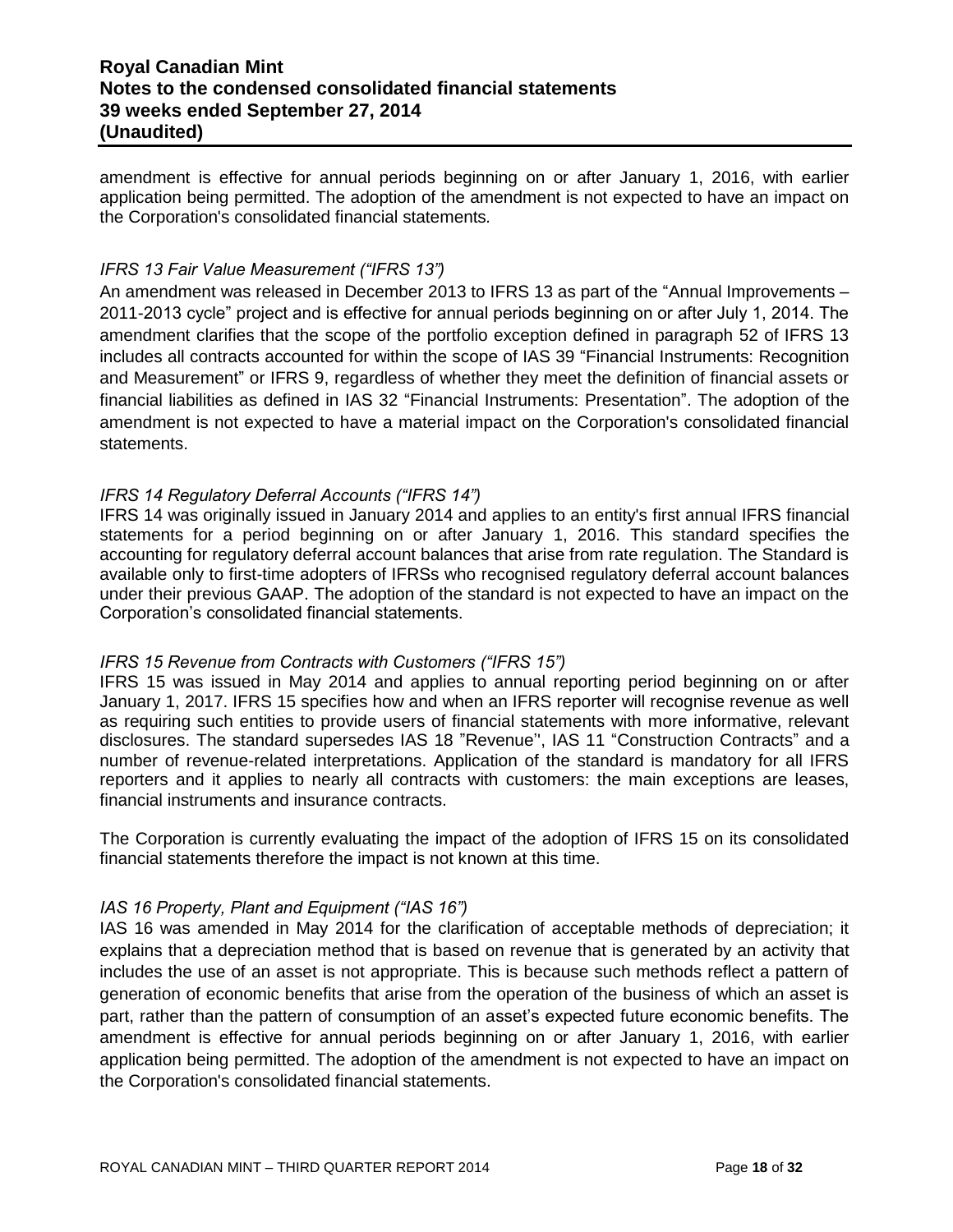amendment is effective for annual periods beginning on or after January 1, 2016, with earlier application being permitted. The adoption of the amendment is not expected to have an impact on the Corporation's consolidated financial statements.

*IFRS 13 Fair Value Measurement ("IFRS 13")*

An amendment was released in December 2013 to IFRS 13 as part of the "Annual Improvements – 2011-2013 cycle" project and is effective for annual periods beginning on or after July 1, 2014. The amendment clarifies that the scope of the portfolio exception defined in paragraph 52 of IFRS 13 includes all contracts accounted for within the scope of IAS 39 "Financial Instruments: Recognition and Measurement" or IFRS 9, regardless of whether they meet the definition of financial assets or financial liabilities as defined in IAS 32 "Financial Instruments: Presentation". The adoption of the amendment is not expected to have a material impact on the Corporation's consolidated financial statements.

*IFRS 14 Regulatory Deferral Accounts ("IFRS 14")*

IFRS 14 was originally issued in January 2014 and applies to an entity's first annual IFRS financial statements for a period beginning on or after January 1, 2016. This standard specifies the accounting for regulatory deferral account balances that arise from rate regulation. The Standard is available only to first-time adopters of IFRSs who recognised regulatory deferral account balances under their previous GAAP. The adoption of the standard is not expected to have an impact on the Corporation's consolidated financial statements.

*IFRS 15 Revenue from Contracts with Customers ("IFRS 15")*

IFRS 15 was issued in May 2014 and applies to annual reporting period beginning on or after January 1, 2017. IFRS 15 specifies how and when an IFRS reporter will recognise revenue as well as requiring such entities to provide users of financial statements with more informative, relevant disclosures. The standard supersedes IAS 18 "Revenue'', IAS 11 "Construction Contracts" and a number of revenue-related interpretations. Application of the standard is mandatory for all IFRS reporters and it applies to nearly all contracts with customers: the main exceptions are leases, financial instruments and insurance contracts.

The Corporation is currently evaluating the impact of the adoption of IFRS 15 on its consolidated financial statements therefore the impact is not known at this time.

*IAS 16 Property, Plant and Equipment ("IAS 16")*

IAS 16 was amended in May 2014 for the clarification of acceptable methods of depreciation; it explains that a depreciation method that is based on revenue that is generated by an activity that includes the use of an asset is not appropriate. This is because such methods reflect a pattern of generation of economic benefits that arise from the operation of the business of which an asset is part, rather than the pattern of consumption of an asset's expected future economic benefits. The amendment is effective for annual periods beginning on or after January 1, 2016, with earlier application being permitted. The adoption of the amendment is not expected to have an impact on the Corporation's consolidated financial statements.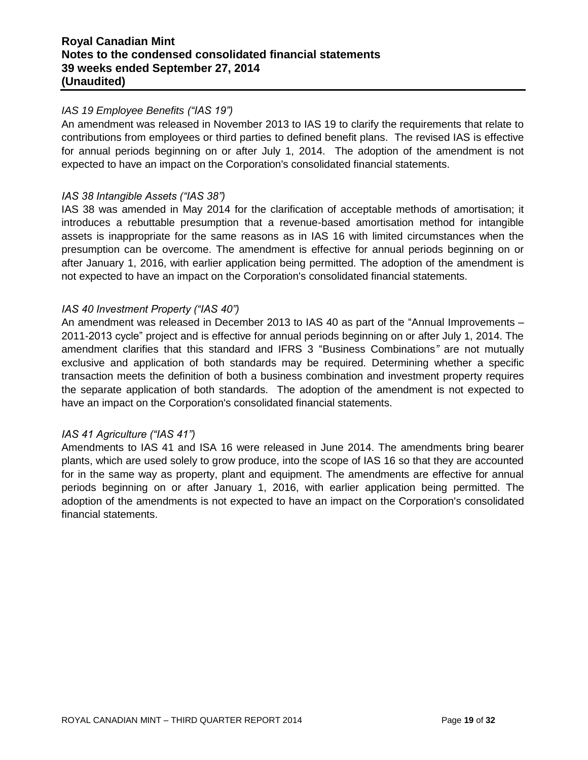*IAS 19 Employee Benefits ("IAS 19")*

An amendment was released in November 2013 to IAS 19 to clarify the requirements that relate to contributions from employees or third parties to defined benefit plans. The revised IAS is effective for annual periods beginning on or after July 1, 2014. The adoption of the amendment is not expected to have an impact on the Corporation's consolidated financial statements.

*IAS 38 Intangible Assets ("IAS 38")*

IAS 38 was amended in May 2014 for the clarification of acceptable methods of amortisation; it introduces a rebuttable presumption that a revenue-based amortisation method for intangible assets is inappropriate for the same reasons as in IAS 16 with limited circumstances when the presumption can be overcome. The amendment is effective for annual periods beginning on or after January 1, 2016, with earlier application being permitted. The adoption of the amendment is not expected to have an impact on the Corporation's consolidated financial statements.

*IAS 40 Investment Property ("IAS 40")*

An amendment was released in December 2013 to IAS 40 as part of the "Annual Improvements – 2011-2013 cycle" project and is effective for annual periods beginning on or after July 1, 2014. The amendment clarifies that this standard and IFRS 3 "Business Combinations" are not mutually exclusive and application of both standards may be required. Determining whether a specific transaction meets the definition of both a business combination and investment property requires the separate application of both standards. The adoption of the amendment is not expected to have an impact on the Corporation's consolidated financial statements.

*IAS 41 Agriculture ("IAS 41")*

Amendments to IAS 41 and ISA 16 were released in June 2014. The amendments bring bearer plants, which are used solely to grow produce, into the scope of IAS 16 so that they are accounted for in the same way as property, plant and equipment. The amendments are effective for annual periods beginning on or after January 1, 2016, with earlier application being permitted. The adoption of the amendments is not expected to have an impact on the Corporation's consolidated financial statements.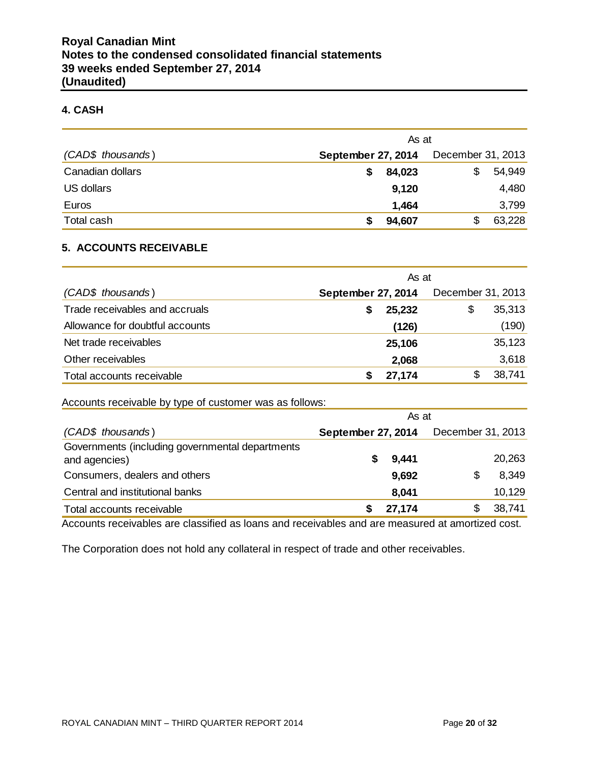**Royal Canadian Mint**
**Notes to the condensed consolidated financial statements**
**39 weeks ended September 27, 2014**
**(Unaudited)**

## 4. CASH

| | As at | |
|---|---|---|
| *(CAD$ thousands)* | **September 27, 2014** | December 31, 2013 |
| Canadian dollars | **$ 84,023** | $ 54,949 |
| US dollars | **9,120** | 4,480 |
| Euros | **1,464** | 3,799 |
| Total cash | **$ 94,607** | $ 63,228 |

## 5. ACCOUNTS RECEIVABLE

| | As at | |
|---|---|---|
| *(CAD$ thousands)* | **September 27, 2014** | December 31, 2013 |
| Trade receivables and accruals | **$ 25,232** | $ 35,313 |
| Allowance for doubtful accounts | **(126)** | (190) |
| Net trade receivables | **25,106** | 35,123 |
| Other receivables | **2,068** | 3,618 |
| Total accounts receivable | **$ 27,174** | $ 38,741 |

Accounts receivable by type of customer was as follows:

| | As at | |
|---|---|---|
| *(CAD$ thousands)* | **September 27, 2014** | December 31, 2013 |
| Governments (including governmental departments and agencies) | **$ 9,441** | 20,263 |
| Consumers, dealers and others | **9,692** | $ 8,349 |
| Central and institutional banks | **8,041** | 10,129 |
| Total accounts receivable | **$ 27,174** | $ 38,741 |

Accounts receivables are classified as loans and receivables and are measured at amortized cost.

The Corporation does not hold any collateral in respect of trade and other receivables.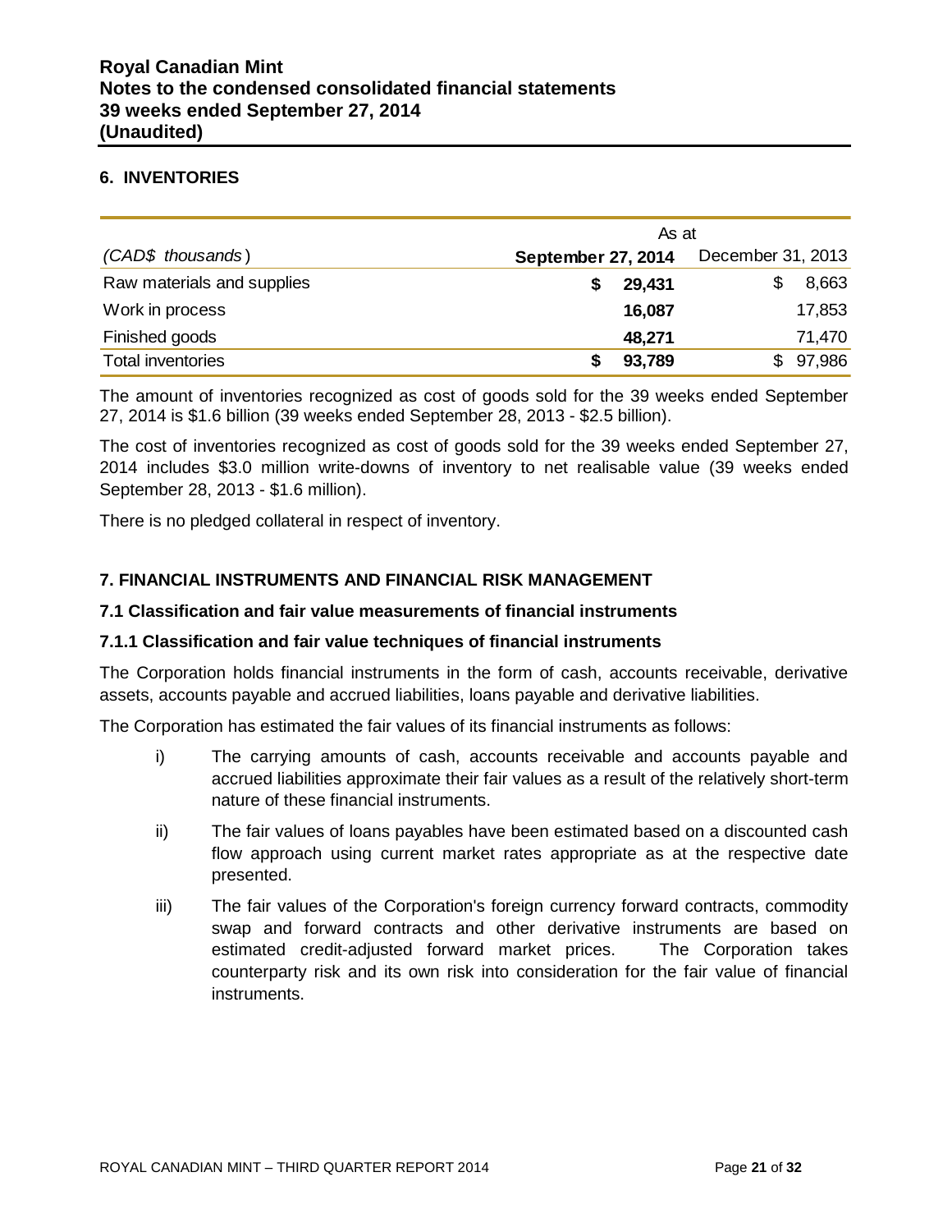## 6. INVENTORIES

| (CAD$ thousands) | As at September 27, 2014 | As at December 31, 2013 |
|---|---|---|
| Raw materials and supplies | **$ 29,431** | $ 8,663 |
| Work in process | **16,087** | 17,853 |
| Finished goods | **48,271** | 71,470 |
| Total inventories | **$ 93,789** | $ 97,986 |

The amount of inventories recognized as cost of goods sold for the 39 weeks ended September 27, 2014 is $1.6 billion (39 weeks ended September 28, 2013 - $2.5 billion).

The cost of inventories recognized as cost of goods sold for the 39 weeks ended September 27, 2014 includes $3.0 million write-downs of inventory to net realisable value (39 weeks ended September 28, 2013 - $1.6 million).

There is no pledged collateral in respect of inventory.

## 7. FINANCIAL INSTRUMENTS AND FINANCIAL RISK MANAGEMENT

### 7.1 Classification and fair value measurements of financial instruments

#### 7.1.1 Classification and fair value techniques of financial instruments

The Corporation holds financial instruments in the form of cash, accounts receivable, derivative assets, accounts payable and accrued liabilities, loans payable and derivative liabilities.

The Corporation has estimated the fair values of its financial instruments as follows:

i) The carrying amounts of cash, accounts receivable and accounts payable and accrued liabilities approximate their fair values as a result of the relatively short-term nature of these financial instruments.

ii) The fair values of loans payables have been estimated based on a discounted cash flow approach using current market rates appropriate as at the respective date presented.

iii) The fair values of the Corporation's foreign currency forward contracts, commodity swap and forward contracts and other derivative instruments are based on estimated credit-adjusted forward market prices. The Corporation takes counterparty risk and its own risk into consideration for the fair value of financial instruments.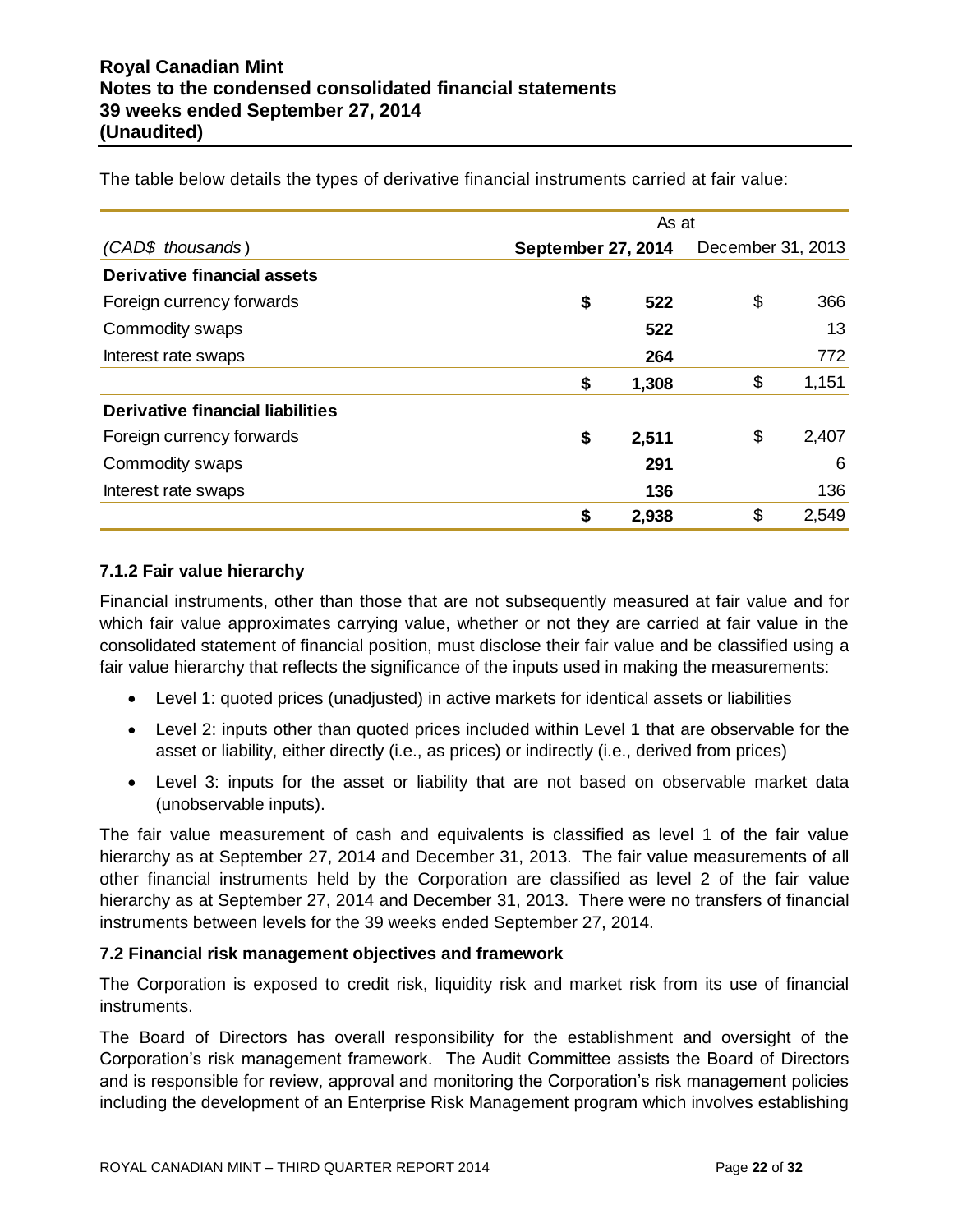The table below details the types of derivative financial instruments carried at fair value:

| | As at | |
|---|---|---|
| *(CAD$ thousands)* | **September 27, 2014** | December 31, 2013 |
| **Derivative financial assets** | | |
| Foreign currency forwards | **$ 522** | $ 366 |
| Commodity swaps | **522** | 13 |
| Interest rate swaps | **264** | 772 |
| | **$ 1,308** | $ 1,151 |
| **Derivative financial liabilities** | | |
| Foreign currency forwards | **$ 2,511** | $ 2,407 |
| Commodity swaps | **291** | 6 |
| Interest rate swaps | **136** | 136 |
| | **$ 2,938** | $ 2,549 |

### 7.1.2 Fair value hierarchy

Financial instruments, other than those that are not subsequently measured at fair value and for which fair value approximates carrying value, whether or not they are carried at fair value in the consolidated statement of financial position, must disclose their fair value and be classified using a fair value hierarchy that reflects the significance of the inputs used in making the measurements:

- Level 1: quoted prices (unadjusted) in active markets for identical assets or liabilities
- Level 2: inputs other than quoted prices included within Level 1 that are observable for the asset or liability, either directly (i.e., as prices) or indirectly (i.e., derived from prices)
- Level 3: inputs for the asset or liability that are not based on observable market data (unobservable inputs).

The fair value measurement of cash and equivalents is classified as level 1 of the fair value hierarchy as at September 27, 2014 and December 31, 2013. The fair value measurements of all other financial instruments held by the Corporation are classified as level 2 of the fair value hierarchy as at September 27, 2014 and December 31, 2013. There were no transfers of financial instruments between levels for the 39 weeks ended September 27, 2014.

### 7.2 Financial risk management objectives and framework

The Corporation is exposed to credit risk, liquidity risk and market risk from its use of financial instruments.

The Board of Directors has overall responsibility for the establishment and oversight of the Corporation's risk management framework. The Audit Committee assists the Board of Directors and is responsible for review, approval and monitoring the Corporation's risk management policies including the development of an Enterprise Risk Management program which involves establishing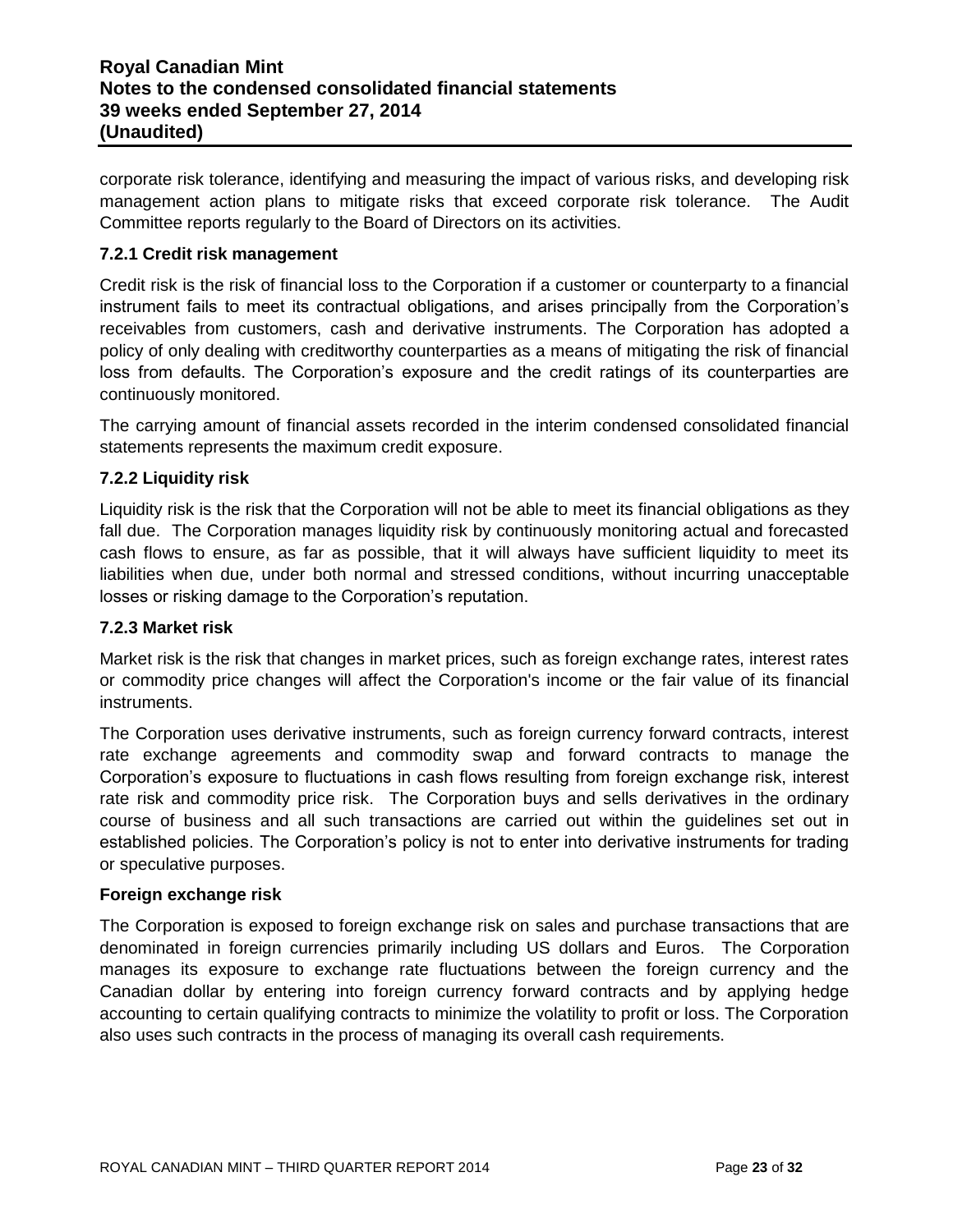corporate risk tolerance, identifying and measuring the impact of various risks, and developing risk management action plans to mitigate risks that exceed corporate risk tolerance. The Audit Committee reports regularly to the Board of Directors on its activities.

### 7.2.1 Credit risk management

Credit risk is the risk of financial loss to the Corporation if a customer or counterparty to a financial instrument fails to meet its contractual obligations, and arises principally from the Corporation's receivables from customers, cash and derivative instruments. The Corporation has adopted a policy of only dealing with creditworthy counterparties as a means of mitigating the risk of financial loss from defaults. The Corporation's exposure and the credit ratings of its counterparties are continuously monitored.

The carrying amount of financial assets recorded in the interim condensed consolidated financial statements represents the maximum credit exposure.

### 7.2.2 Liquidity risk

Liquidity risk is the risk that the Corporation will not be able to meet its financial obligations as they fall due. The Corporation manages liquidity risk by continuously monitoring actual and forecasted cash flows to ensure, as far as possible, that it will always have sufficient liquidity to meet its liabilities when due, under both normal and stressed conditions, without incurring unacceptable losses or risking damage to the Corporation's reputation.

### 7.2.3 Market risk

Market risk is the risk that changes in market prices, such as foreign exchange rates, interest rates or commodity price changes will affect the Corporation's income or the fair value of its financial instruments.

The Corporation uses derivative instruments, such as foreign currency forward contracts, interest rate exchange agreements and commodity swap and forward contracts to manage the Corporation's exposure to fluctuations in cash flows resulting from foreign exchange risk, interest rate risk and commodity price risk. The Corporation buys and sells derivatives in the ordinary course of business and all such transactions are carried out within the guidelines set out in established policies. The Corporation's policy is not to enter into derivative instruments for trading or speculative purposes.

**Foreign exchange risk**

The Corporation is exposed to foreign exchange risk on sales and purchase transactions that are denominated in foreign currencies primarily including US dollars and Euros. The Corporation manages its exposure to exchange rate fluctuations between the foreign currency and the Canadian dollar by entering into foreign currency forward contracts and by applying hedge accounting to certain qualifying contracts to minimize the volatility to profit or loss. The Corporation also uses such contracts in the process of managing its overall cash requirements.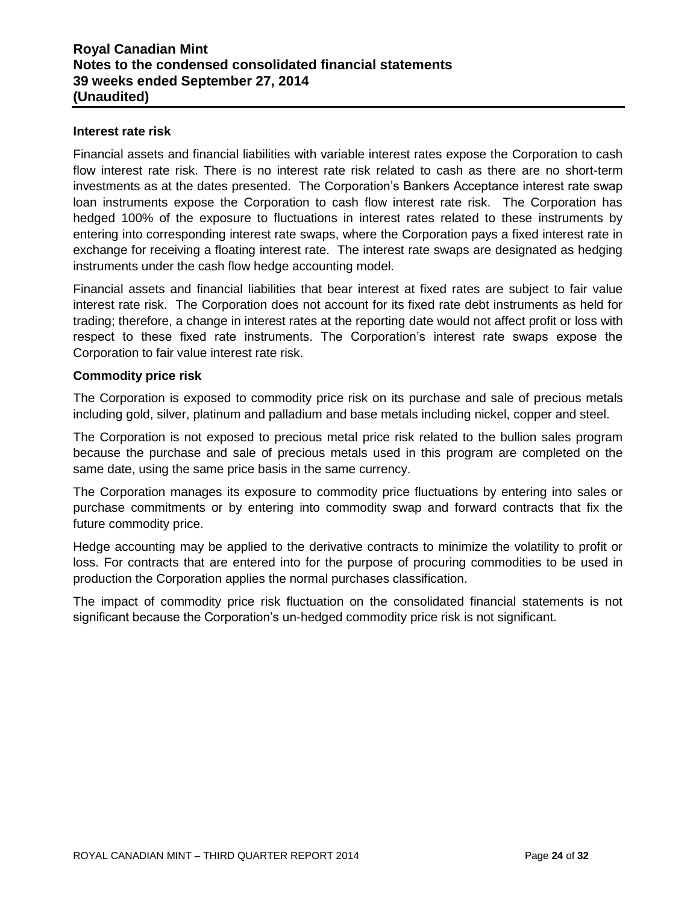### Interest rate risk

Financial assets and financial liabilities with variable interest rates expose the Corporation to cash flow interest rate risk. There is no interest rate risk related to cash as there are no short-term investments as at the dates presented. The Corporation's Bankers Acceptance interest rate swap loan instruments expose the Corporation to cash flow interest rate risk. The Corporation has hedged 100% of the exposure to fluctuations in interest rates related to these instruments by entering into corresponding interest rate swaps, where the Corporation pays a fixed interest rate in exchange for receiving a floating interest rate. The interest rate swaps are designated as hedging instruments under the cash flow hedge accounting model.

Financial assets and financial liabilities that bear interest at fixed rates are subject to fair value interest rate risk. The Corporation does not account for its fixed rate debt instruments as held for trading; therefore, a change in interest rates at the reporting date would not affect profit or loss with respect to these fixed rate instruments. The Corporation's interest rate swaps expose the Corporation to fair value interest rate risk.

### Commodity price risk

The Corporation is exposed to commodity price risk on its purchase and sale of precious metals including gold, silver, platinum and palladium and base metals including nickel, copper and steel.

The Corporation is not exposed to precious metal price risk related to the bullion sales program because the purchase and sale of precious metals used in this program are completed on the same date, using the same price basis in the same currency.

The Corporation manages its exposure to commodity price fluctuations by entering into sales or purchase commitments or by entering into commodity swap and forward contracts that fix the future commodity price.

Hedge accounting may be applied to the derivative contracts to minimize the volatility to profit or loss. For contracts that are entered into for the purpose of procuring commodities to be used in production the Corporation applies the normal purchases classification.

The impact of commodity price risk fluctuation on the consolidated financial statements is not significant because the Corporation's un-hedged commodity price risk is not significant.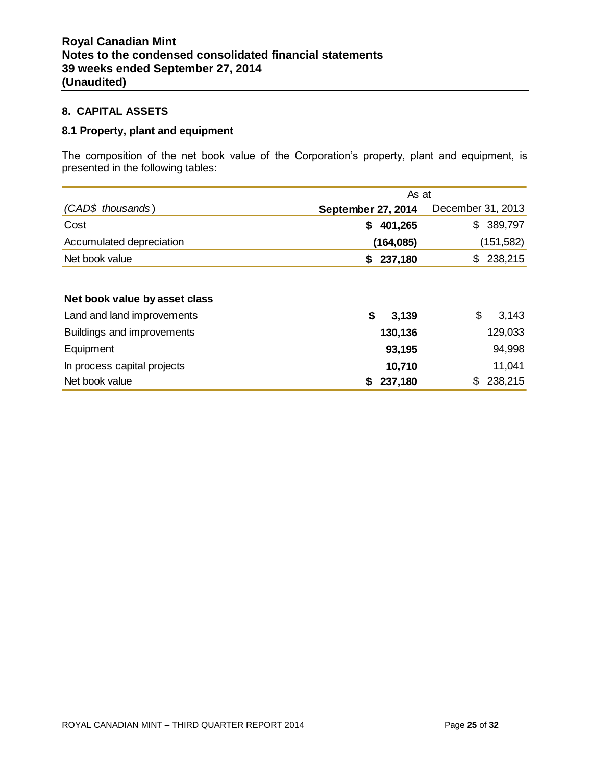## 8. CAPITAL ASSETS

### 8.1 Property, plant and equipment

The composition of the net book value of the Corporation's property, plant and equipment, is presented in the following tables:

| | As at | |
|---|---|---|
| *(CAD$ thousands)* | **September 27, 2014** | December 31, 2013 |
| Cost | **$ 401,265** | $ 389,797 |
| Accumulated depreciation | **(164,085)** | (151,582) |
| Net book value | **$ 237,180** | $ 238,215 |
| | | |
| **Net book value by asset class** | | |
| Land and land improvements | **$ 3,139** | $ 3,143 |
| Buildings and improvements | **130,136** | 129,033 |
| Equipment | **93,195** | 94,998 |
| In process capital projects | **10,710** | 11,041 |
| Net book value | **$ 237,180** | $ 238,215 |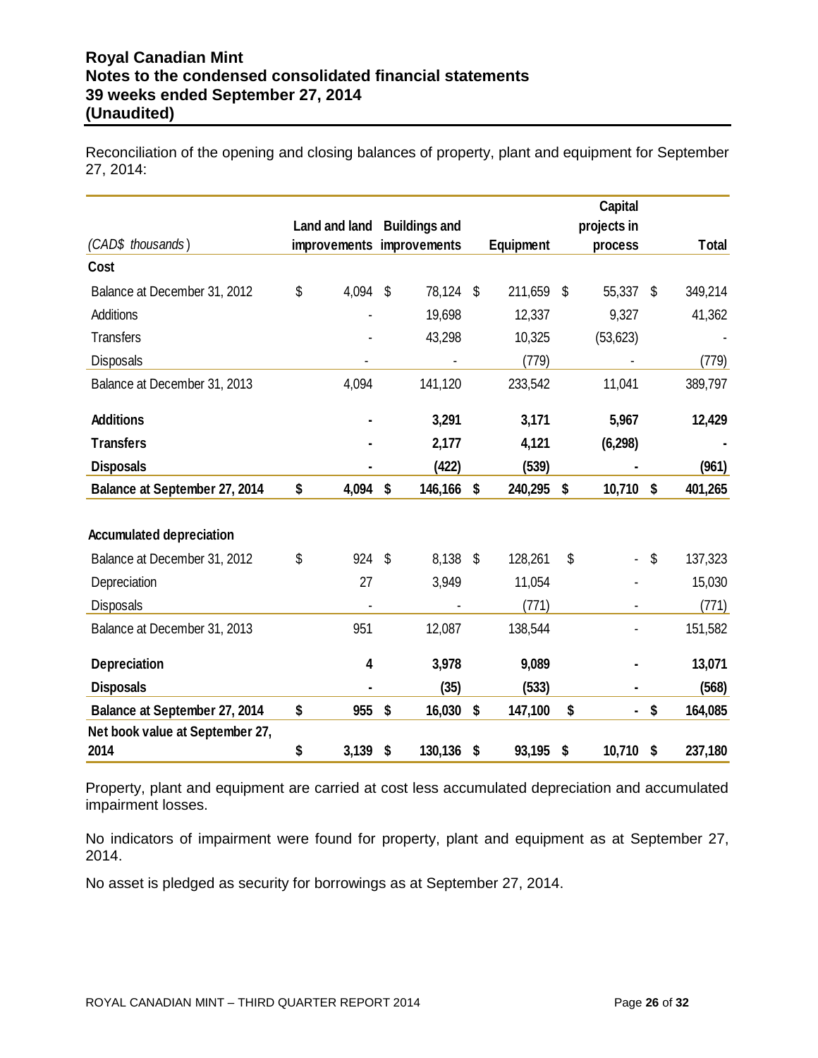Reconciliation of the opening and closing balances of property, plant and equipment for September 27, 2014:

| *(CAD$ thousands)* | Land and land improvements | Buildings and improvements | Equipment | Capital projects in process | Total |
|---|---|---|---|---|---|
| **Cost** | | | | | |
| Balance at December 31, 2012 | $ 4,094 | $ 78,124 | $ 211,659 | $ 55,337 | $ 349,214 |
| Additions | - | 19,698 | 12,337 | 9,327 | 41,362 |
| Transfers | - | 43,298 | 10,325 | (53,623) | - |
| Disposals | - | - | (779) | - | (779) |
| Balance at December 31, 2013 | 4,094 | 141,120 | 233,542 | 11,041 | 389,797 |
| **Additions** | **-** | **3,291** | **3,171** | **5,967** | **12,429** |
| **Transfers** | **-** | **2,177** | **4,121** | **(6,298)** | **-** |
| **Disposals** | **-** | **(422)** | **(539)** | **-** | **(961)** |
| **Balance at September 27, 2014** | **$ 4,094** | **$ 146,166** | **$ 240,295** | **$ 10,710** | **$ 401,265** |
| **Accumulated depreciation** | | | | | |
| Balance at December 31, 2012 | $ 924 | $ 8,138 | $ 128,261 | $ - | $ 137,323 |
| Depreciation | 27 | 3,949 | 11,054 | - | 15,030 |
| Disposals | - | - | (771) | - | (771) |
| Balance at December 31, 2013 | 951 | 12,087 | 138,544 | - | 151,582 |
| **Depreciation** | **4** | **3,978** | **9,089** | **-** | **13,071** |
| **Disposals** | **-** | **(35)** | **(533)** | **-** | **(568)** |
| **Balance at September 27, 2014** | **$ 955** | **$ 16,030** | **$ 147,100** | **$ -** | **$ 164,085** |
| **Net book value at September 27, 2014** | **$ 3,139** | **$ 130,136** | **$ 93,195** | **$ 10,710** | **$ 237,180** |

Property, plant and equipment are carried at cost less accumulated depreciation and accumulated impairment losses.

No indicators of impairment were found for property, plant and equipment as at September 27, 2014.

No asset is pledged as security for borrowings as at September 27, 2014.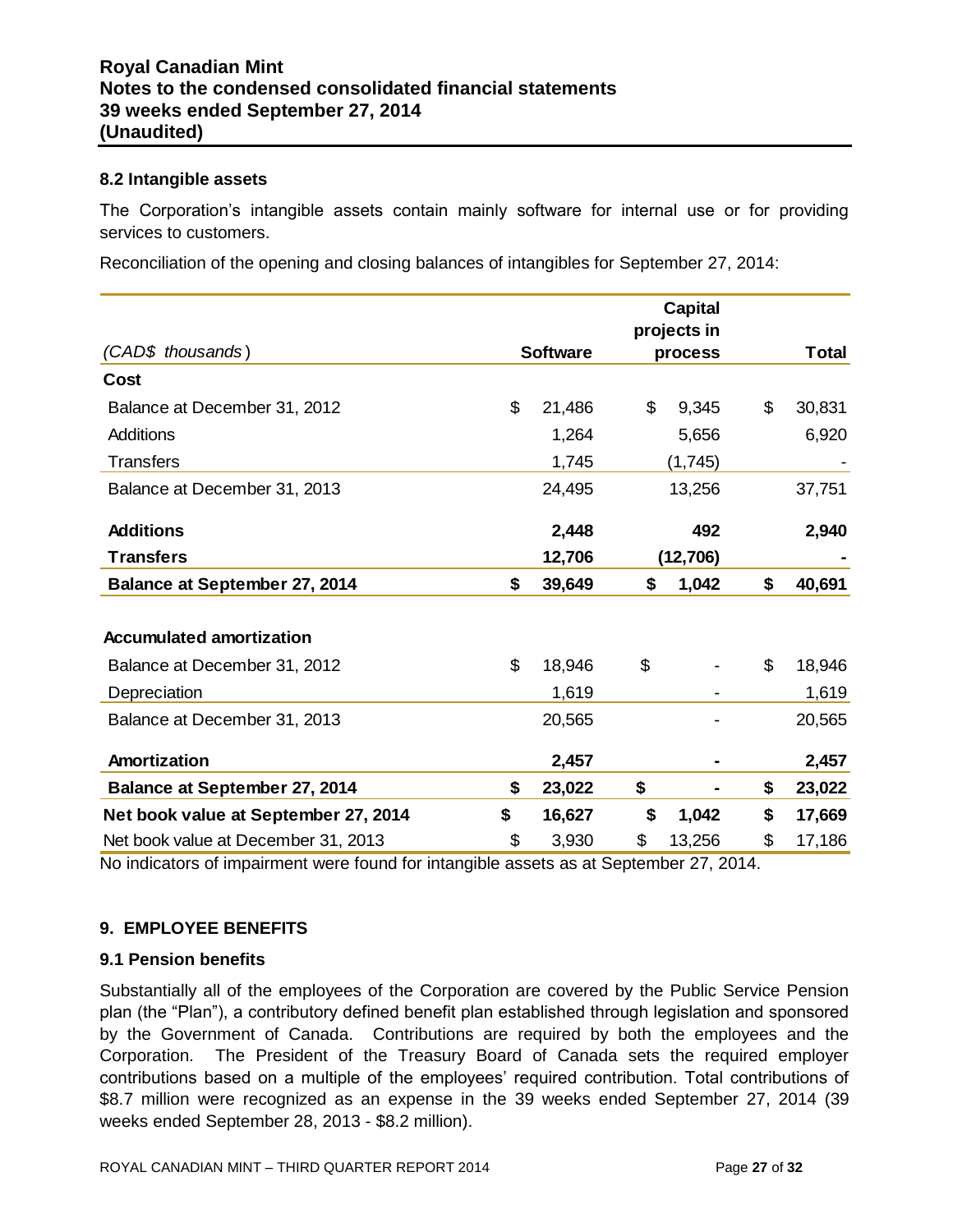### 8.2 Intangible assets

The Corporation's intangible assets contain mainly software for internal use or for providing services to customers.

Reconciliation of the opening and closing balances of intangibles for September 27, 2014:

| *(CAD$ thousands)* | Software | Capital projects in process | Total |
|---|---|---|---|
| **Cost** | | | |
| Balance at December 31, 2012 | $ 21,486 | $ 9,345 | $ 30,831 |
| Additions | 1,264 | 5,656 | 6,920 |
| Transfers | 1,745 | (1,745) | - |
| Balance at December 31, 2013 | 24,495 | 13,256 | 37,751 |
| **Additions** | **2,448** | **492** | **2,940** |
| **Transfers** | **12,706** | **(12,706)** | **-** |
| **Balance at September 27, 2014** | **$ 39,649** | **$ 1,042** | **$ 40,691** |
| | | | |
| **Accumulated amortization** | | | |
| Balance at December 31, 2012 | $ 18,946 | $ - | $ 18,946 |
| Depreciation | 1,619 | - | 1,619 |
| Balance at December 31, 2013 | 20,565 | - | 20,565 |
| **Amortization** | **2,457** | **-** | **2,457** |
| **Balance at September 27, 2014** | **$ 23,022** | **$ -** | **$ 23,022** |
| **Net book value at September 27, 2014** | **$ 16,627** | **$ 1,042** | **$ 17,669** |
| Net book value at December 31, 2013 | $ 3,930 | $ 13,256 | $ 17,186 |

No indicators of impairment were found for intangible assets as at September 27, 2014.

## 9. EMPLOYEE BENEFITS

### 9.1 Pension benefits

Substantially all of the employees of the Corporation are covered by the Public Service Pension plan (the "Plan"), a contributory defined benefit plan established through legislation and sponsored by the Government of Canada. Contributions are required by both the employees and the Corporation. The President of the Treasury Board of Canada sets the required employer contributions based on a multiple of the employees' required contribution. Total contributions of $8.7 million were recognized as an expense in the 39 weeks ended September 27, 2014 (39 weeks ended September 28, 2013 - $8.2 million).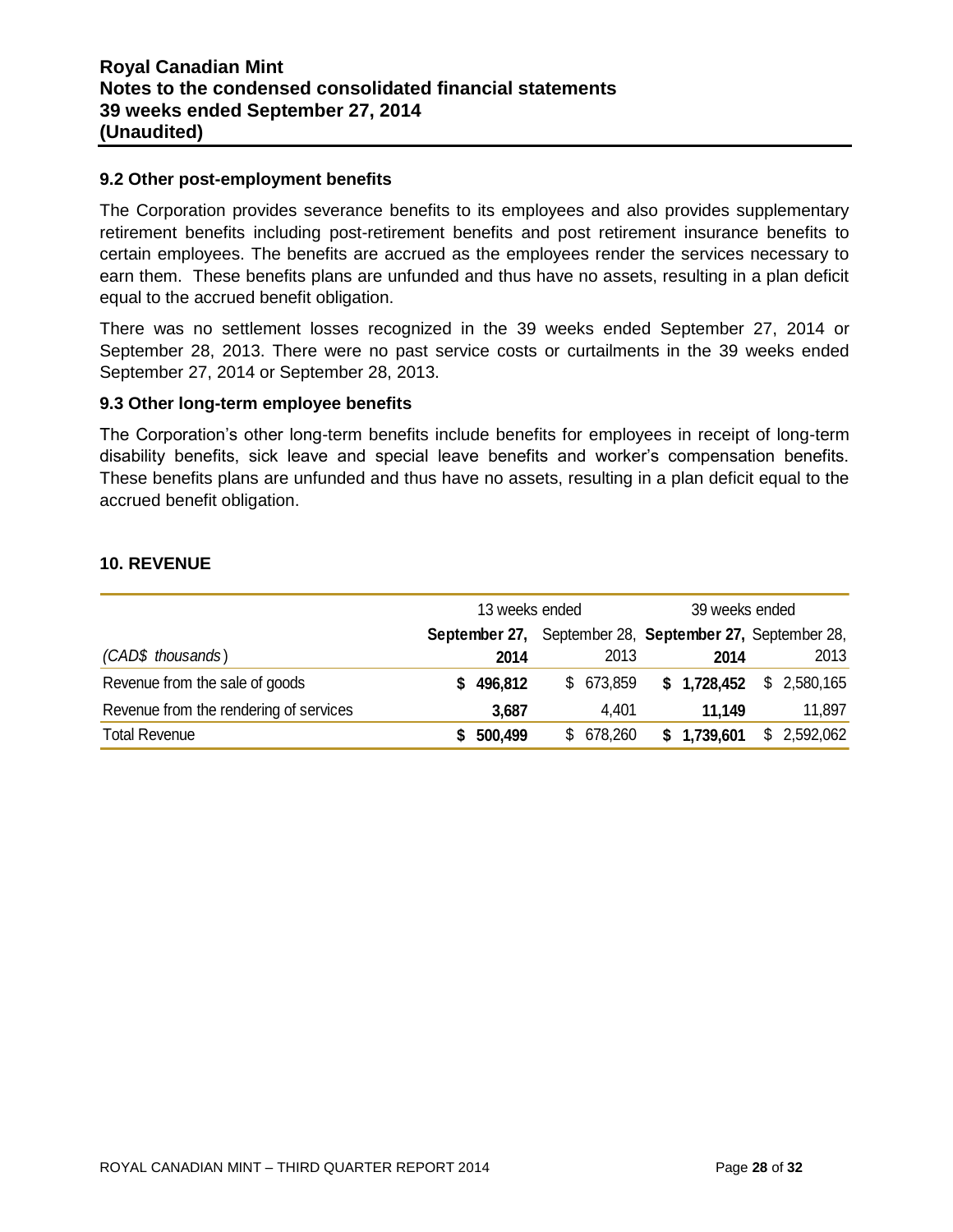### 9.2 Other post-employment benefits

The Corporation provides severance benefits to its employees and also provides supplementary retirement benefits including post-retirement benefits and post retirement insurance benefits to certain employees. The benefits are accrued as the employees render the services necessary to earn them. These benefits plans are unfunded and thus have no assets, resulting in a plan deficit equal to the accrued benefit obligation.

There was no settlement losses recognized in the 39 weeks ended September 27, 2014 or September 28, 2013. There were no past service costs or curtailments in the 39 weeks ended September 27, 2014 or September 28, 2013.

### 9.3 Other long-term employee benefits

The Corporation's other long-term benefits include benefits for employees in receipt of long-term disability benefits, sick leave and special leave benefits and worker's compensation benefits. These benefits plans are unfunded and thus have no assets, resulting in a plan deficit equal to the accrued benefit obligation.

## 10. REVENUE

| | 13 weeks ended | | 39 weeks ended | |
|---|---|---|---|---|
| *(CAD$ thousands)* | **September 27, 2014** | September 28, 2013 | **September 27, 2014** | September 28, 2013 |
| Revenue from the sale of goods | **$ 496,812** | $ 673,859 | **$ 1,728,452** | $ 2,580,165 |
| Revenue from the rendering of services | **3,687** | 4,401 | **11,149** | 11,897 |
| Total Revenue | **$ 500,499** | $ 678,260 | **$ 1,739,601** | $ 2,592,062 |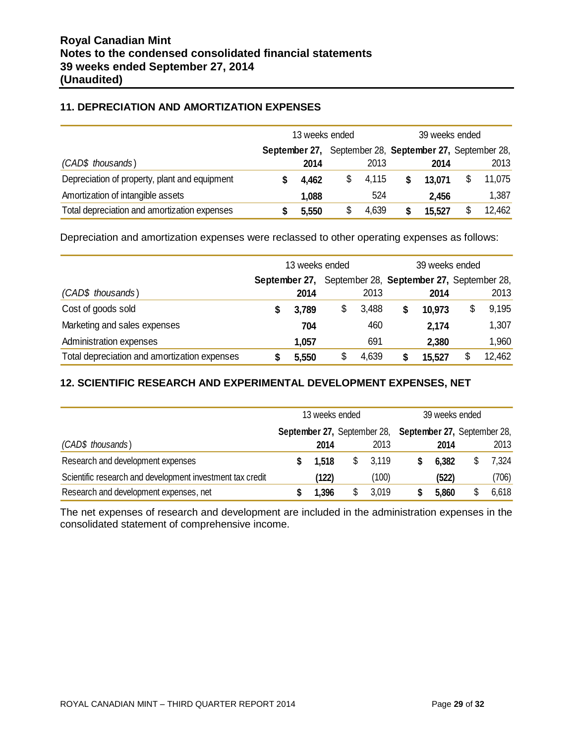## 11. DEPRECIATION AND AMORTIZATION EXPENSES

| | 13 weeks ended | | 39 weeks ended | |
|---|---|---|---|---|
| *(CAD$ thousands)* | **September 27, 2014** | September 28, 2013 | **September 27, 2014** | September 28, 2013 |
| Depreciation of property, plant and equipment | **$ 4,462** | $ 4,115 | **$ 13,071** | $ 11,075 |
| Amortization of intangible assets | **1,088** | 524 | **2,456** | 1,387 |
| Total depreciation and amortization expenses | **$ 5,550** | $ 4,639 | **$ 15,527** | $ 12,462 |

Depreciation and amortization expenses were reclassed to other operating expenses as follows:

| | 13 weeks ended | | 39 weeks ended | |
|---|---|---|---|---|
| *(CAD$ thousands)* | **September 27, 2014** | September 28, 2013 | **September 27, 2014** | September 28, 2013 |
| Cost of goods sold | **$ 3,789** | $ 3,488 | **$ 10,973** | $ 9,195 |
| Marketing and sales expenses | **704** | 460 | **2,174** | 1,307 |
| Administration expenses | **1,057** | 691 | **2,380** | 1,960 |
| Total depreciation and amortization expenses | **$ 5,550** | $ 4,639 | **$ 15,527** | $ 12,462 |

## 12. SCIENTIFIC RESEARCH AND EXPERIMENTAL DEVELOPMENT EXPENSES, NET

| | 13 weeks ended | | 39 weeks ended | |
|---|---|---|---|---|
| *(CAD$ thousands)* | **September 27, 2014** | September 28, 2013 | **September 27, 2014** | September 28, 2013 |
| Research and development expenses | **$ 1,518** | $ 3,119 | **$ 6,382** | $ 7,324 |
| Scientific research and development investment tax credit | **(122)** | (100) | **(522)** | (706) |
| Research and development expenses, net | **$ 1,396** | $ 3,019 | **$ 5,860** | $ 6,618 |

The net expenses of research and development are included in the administration expenses in the consolidated statement of comprehensive income.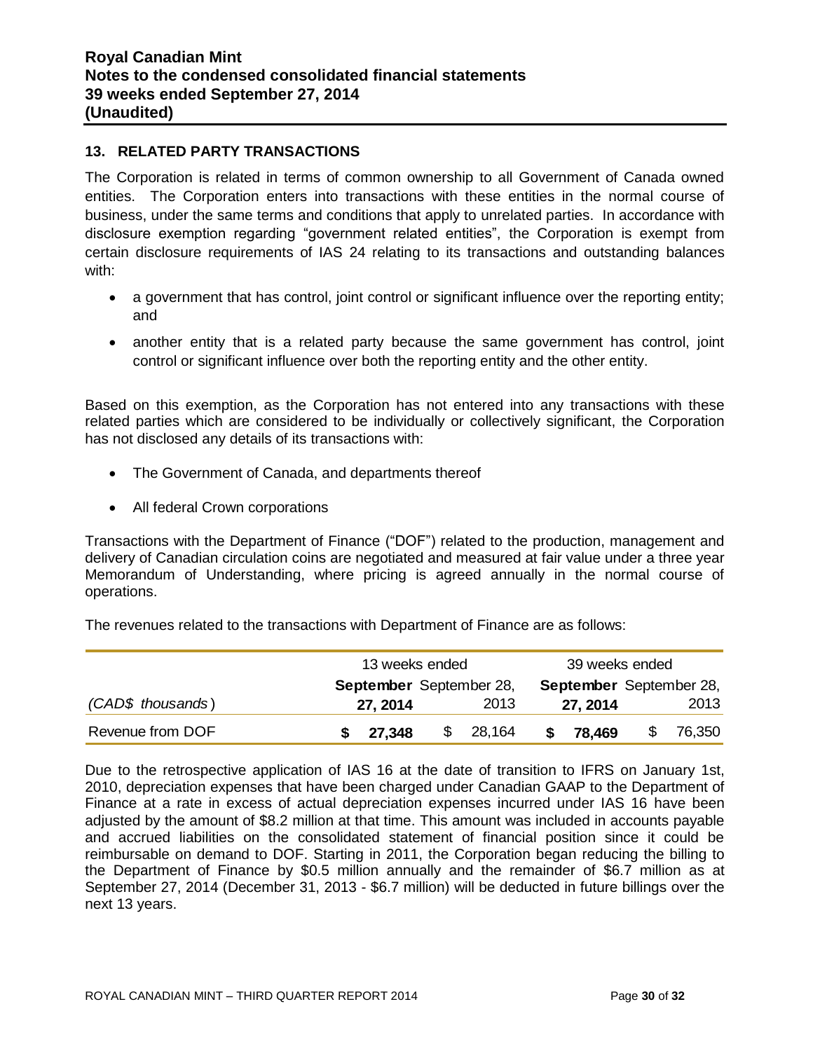## 13. RELATED PARTY TRANSACTIONS

The Corporation is related in terms of common ownership to all Government of Canada owned entities. The Corporation enters into transactions with these entities in the normal course of business, under the same terms and conditions that apply to unrelated parties. In accordance with disclosure exemption regarding "government related entities", the Corporation is exempt from certain disclosure requirements of IAS 24 relating to its transactions and outstanding balances with:

- a government that has control, joint control or significant influence over the reporting entity; and
- another entity that is a related party because the same government has control, joint control or significant influence over both the reporting entity and the other entity.

Based on this exemption, as the Corporation has not entered into any transactions with these related parties which are considered to be individually or collectively significant, the Corporation has not disclosed any details of its transactions with:

- The Government of Canada, and departments thereof
- All federal Crown corporations

Transactions with the Department of Finance ("DOF") related to the production, management and delivery of Canadian circulation coins are negotiated and measured at fair value under a three year Memorandum of Understanding, where pricing is agreed annually in the normal course of operations.

The revenues related to the transactions with Department of Finance are as follows:

| | 13 weeks ended | | 39 weeks ended | |
|---|---|---|---|---|
| *(CAD$ thousands)* | **September 27, 2014** | September 28, 2013 | **September 27, 2014** | September 28, 2013 |
| Revenue from DOF | **$ 27,348** | $ 28,164 | **$ 78,469** | $ 76,350 |

Due to the retrospective application of IAS 16 at the date of transition to IFRS on January 1st, 2010, depreciation expenses that have been charged under Canadian GAAP to the Department of Finance at a rate in excess of actual depreciation expenses incurred under IAS 16 have been adjusted by the amount of $8.2 million at that time. This amount was included in accounts payable and accrued liabilities on the consolidated statement of financial position since it could be reimbursable on demand to DOF. Starting in 2011, the Corporation began reducing the billing to the Department of Finance by $0.5 million annually and the remainder of $6.7 million as at September 27, 2014 (December 31, 2013 - $6.7 million) will be deducted in future billings over the next 13 years.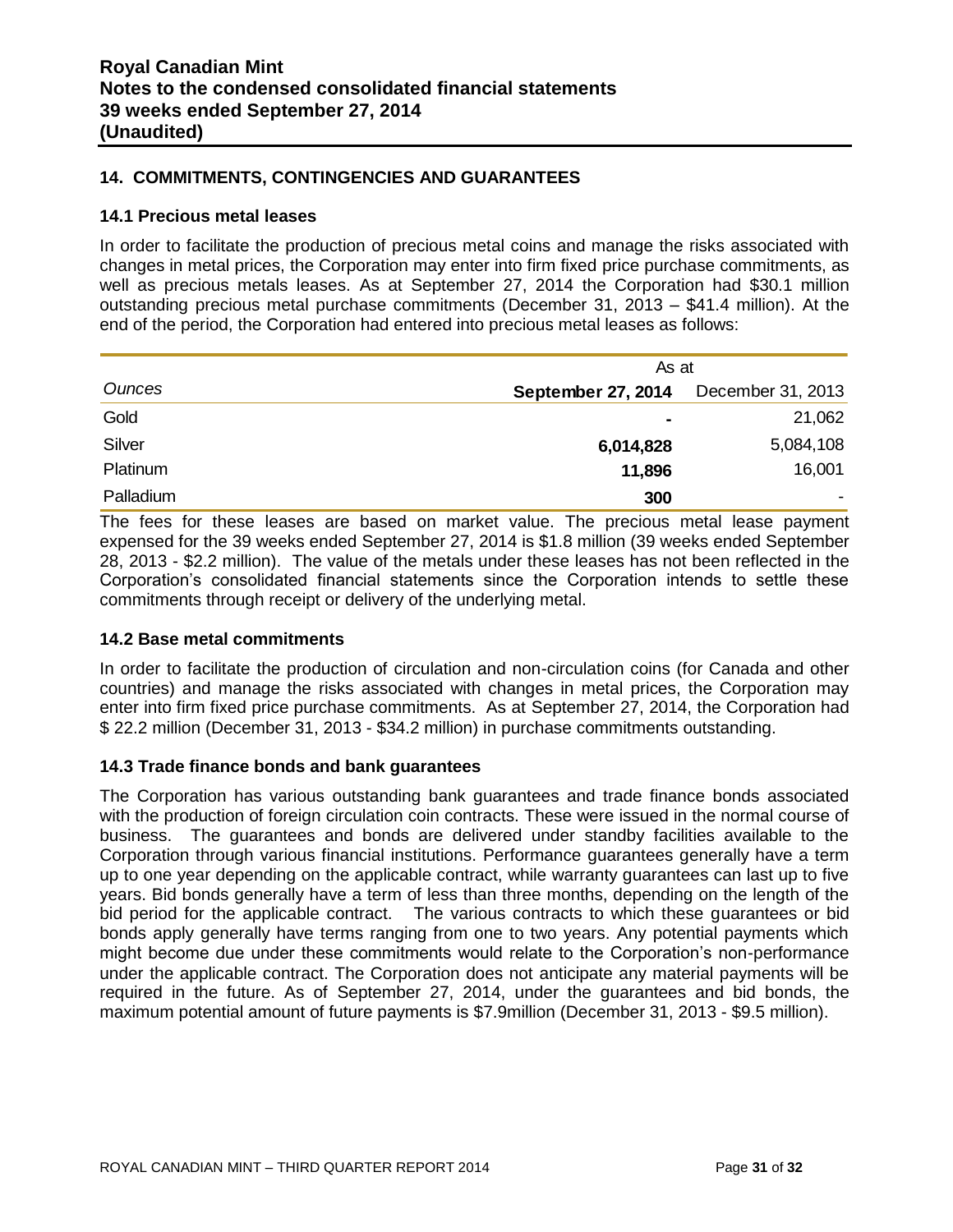## 14. COMMITMENTS, CONTINGENCIES AND GUARANTEES

### 14.1 Precious metal leases

In order to facilitate the production of precious metal coins and manage the risks associated with changes in metal prices, the Corporation may enter into firm fixed price purchase commitments, as well as precious metals leases. As at September 27, 2014 the Corporation had $30.1 million outstanding precious metal purchase commitments (December 31, 2013 – $41.4 million). At the end of the period, the Corporation had entered into precious metal leases as follows:

| | As at | |
|---|---|---|
| *Ounces* | **September 27, 2014** | December 31, 2013 |
| Gold | **-** | 21,062 |
| Silver | **6,014,828** | 5,084,108 |
| Platinum | **11,896** | 16,001 |
| Palladium | **300** | - |

The fees for these leases are based on market value. The precious metal lease payment expensed for the 39 weeks ended September 27, 2014 is $1.8 million (39 weeks ended September 28, 2013 - $2.2 million). The value of the metals under these leases has not been reflected in the Corporation's consolidated financial statements since the Corporation intends to settle these commitments through receipt or delivery of the underlying metal.

### 14.2 Base metal commitments

In order to facilitate the production of circulation and non-circulation coins (for Canada and other countries) and manage the risks associated with changes in metal prices, the Corporation may enter into firm fixed price purchase commitments. As at September 27, 2014, the Corporation had $ 22.2 million (December 31, 2013 - $34.2 million) in purchase commitments outstanding.

### 14.3 Trade finance bonds and bank guarantees

The Corporation has various outstanding bank guarantees and trade finance bonds associated with the production of foreign circulation coin contracts. These were issued in the normal course of business. The guarantees and bonds are delivered under standby facilities available to the Corporation through various financial institutions. Performance guarantees generally have a term up to one year depending on the applicable contract, while warranty guarantees can last up to five years. Bid bonds generally have a term of less than three months, depending on the length of the bid period for the applicable contract. The various contracts to which these guarantees or bid bonds apply generally have terms ranging from one to two years. Any potential payments which might become due under these commitments would relate to the Corporation's non-performance under the applicable contract. The Corporation does not anticipate any material payments will be required in the future. As of September 27, 2014, under the guarantees and bid bonds, the maximum potential amount of future payments is $7.9million (December 31, 2013 - $9.5 million).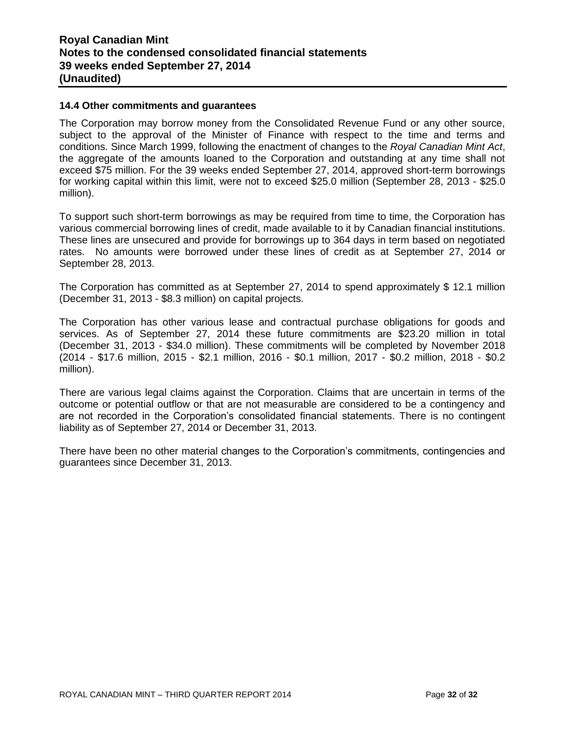### 14.4 Other commitments and guarantees

The Corporation may borrow money from the Consolidated Revenue Fund or any other source, subject to the approval of the Minister of Finance with respect to the time and terms and conditions. Since March 1999, following the enactment of changes to the *Royal Canadian Mint Act*, the aggregate of the amounts loaned to the Corporation and outstanding at any time shall not exceed $75 million. For the 39 weeks ended September 27, 2014, approved short-term borrowings for working capital within this limit, were not to exceed $25.0 million (September 28, 2013 - $25.0 million).

To support such short-term borrowings as may be required from time to time, the Corporation has various commercial borrowing lines of credit, made available to it by Canadian financial institutions. These lines are unsecured and provide for borrowings up to 364 days in term based on negotiated rates. No amounts were borrowed under these lines of credit as at September 27, 2014 or September 28, 2013.

The Corporation has committed as at September 27, 2014 to spend approximately $ 12.1 million (December 31, 2013 - $8.3 million) on capital projects.

The Corporation has other various lease and contractual purchase obligations for goods and services. As of September 27, 2014 these future commitments are $23.20 million in total (December 31, 2013 - $34.0 million). These commitments will be completed by November 2018 (2014 - $17.6 million, 2015 - $2.1 million, 2016 - $0.1 million, 2017 - $0.2 million, 2018 - $0.2 million).

There are various legal claims against the Corporation. Claims that are uncertain in terms of the outcome or potential outflow or that are not measurable are considered to be a contingency and are not recorded in the Corporation's consolidated financial statements. There is no contingent liability as of September 27, 2014 or December 31, 2013.

There have been no other material changes to the Corporation's commitments, contingencies and guarantees since December 31, 2013.